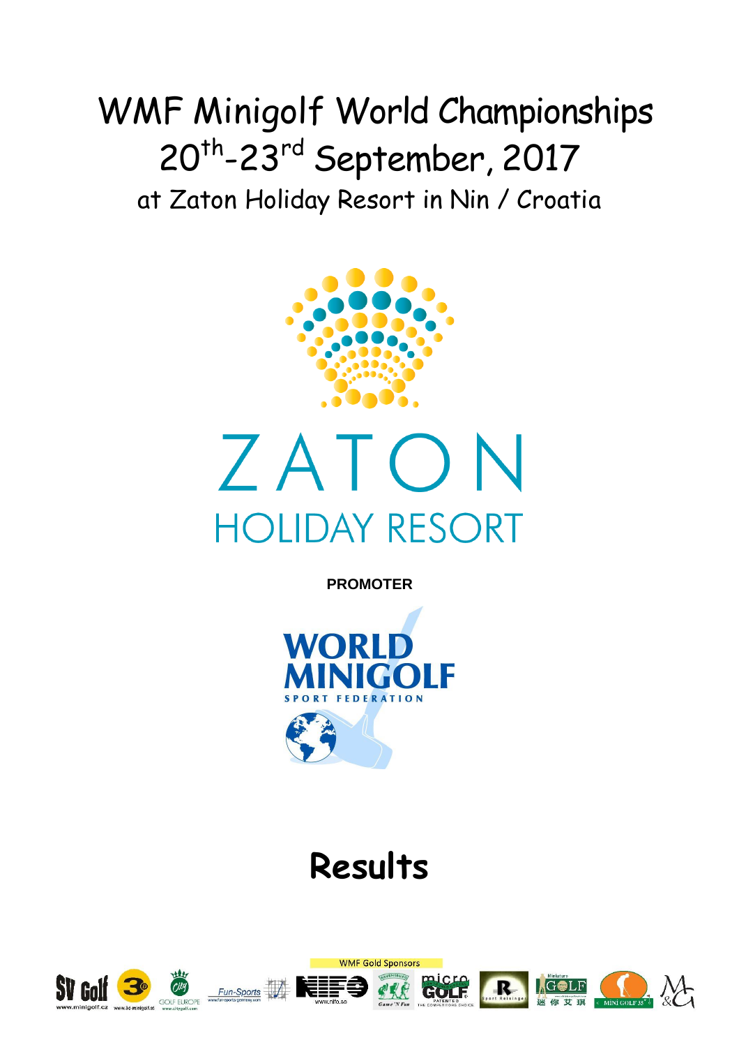# WMF Minigolf World Championships

## 20th-23rd September, 2017

### at Zaton Holiday Resort in Nin / Croatia

ZATON

HOLIDAY RESORT

**PROMOTER**

WORLD MINIGOLF SPORT FEDERATION

# Results

WMF Gold Sponsors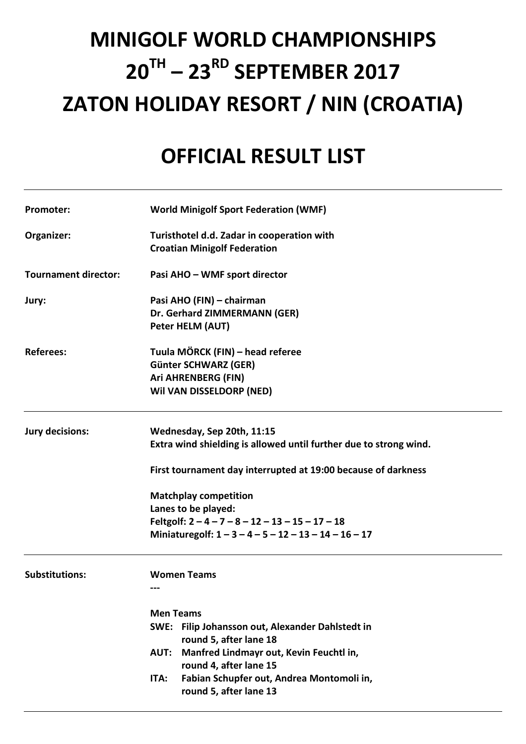# MINIGOLF WORLD CHAMPIONSHIPS

# $20^{TH}$ – $23^{RD}$ SEPTEMBER 2017

# ZATON HOLIDAY RESORT / NIN (CROATIA)

## OFFICIAL RESULT LIST

---

| | |
|---|---|
| **Promoter:** | **World Minigolf Sport Federation (WMF)** |
| **Organizer:** | **Turisthotel d.d. Zadar in cooperation with**<br>**Croatian Minigolf Federation** |
| **Tournament director:** | **Pasi AHO – WMF sport director** |
| **Jury:** | **Pasi AHO (FIN) – chairman**<br>**Dr. Gerhard ZIMMERMANN (GER)**<br>**Peter HELM (AUT)** |
| **Referees:** | **Tuula MÖRCK (FIN) – head referee**<br>**Günter SCHWARZ (GER)**<br>**Ari AHRENBERG (FIN)**<br>**Wil VAN DISSELDORP (NED)** |

---

**Jury decisions:**

**Wednesday, Sep 20th, 11:15**
**Extra wind shielding is allowed until further due to strong wind.**

**First tournament day interrupted at 19:00 because of darkness**

**Matchplay competition**
**Lanes to be played:**
**Feltgolf: 2 – 4 – 7 – 8 – 12 – 13 – 15 – 17 – 18**
**Miniaturegolf: 1 – 3 – 4 – 5 – 12 – 13 – 14 – 16 – 17**

---

**Substitutions:**

**Women Teams**
**---**

**Men Teams**

- **SWE: Filip Johansson out, Alexander Dahlstedt in round 5, after lane 18**
- **AUT: Manfred Lindmayr out, Kevin Feuchtl in, round 4, after lane 15**
- **ITA: Fabian Schupfer out, Andrea Montomoli in, round 5, after lane 13**

---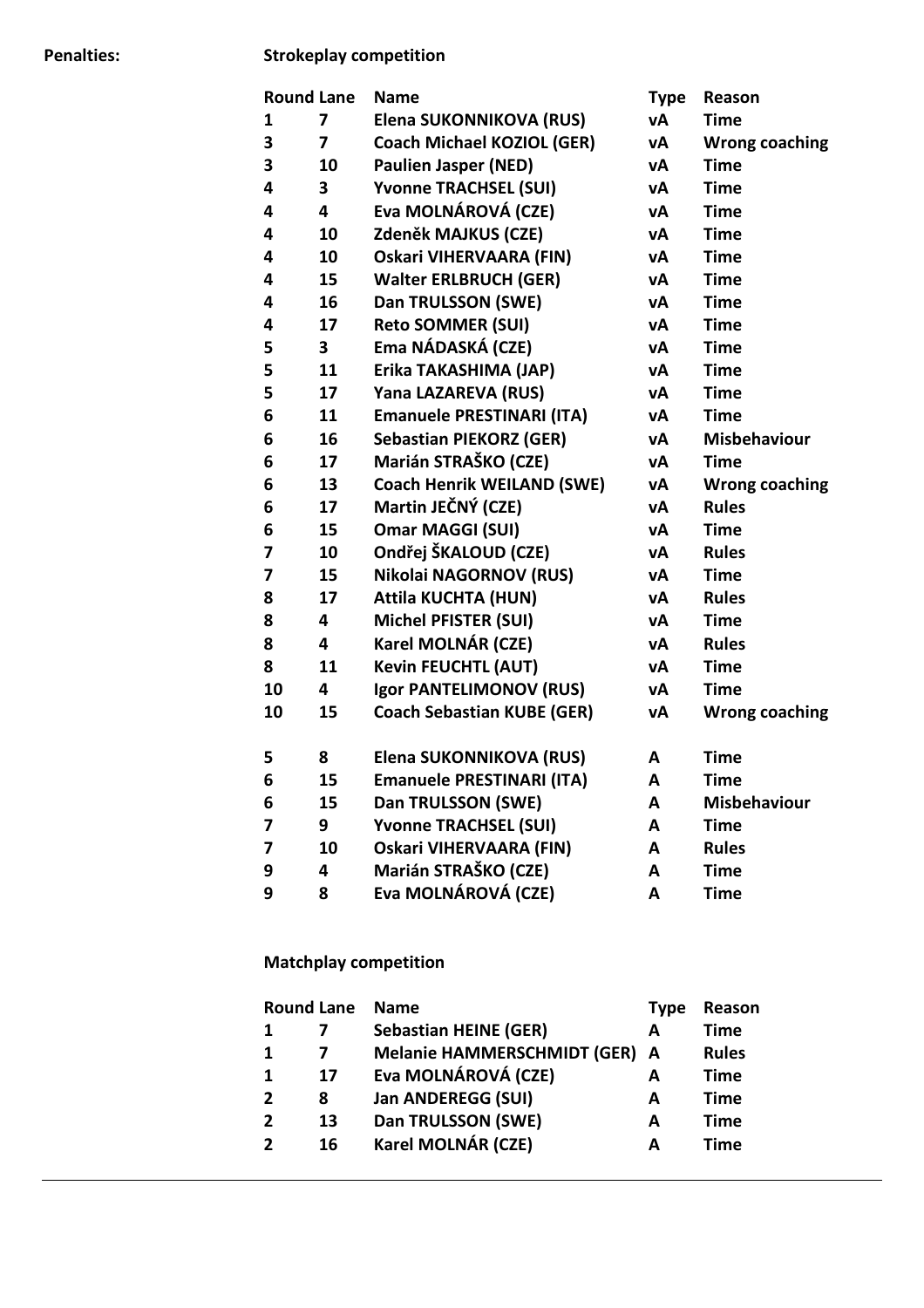**Penalties:**

**Strokeplay competition**

| Round | Lane | Name | Type | Reason |
|---|---|---|---|---|
| 1 | 7 | Elena SUKONNIKOVA (RUS) | vA | Time |
| 3 | 7 | Coach Michael KOZIOL (GER) | vA | Wrong coaching |
| 3 | 10 | Paulien Jasper (NED) | vA | Time |
| 4 | 3 | Yvonne TRACHSEL (SUI) | vA | Time |
| 4 | 4 | Eva MOLNÁROVÁ (CZE) | vA | Time |
| 4 | 10 | Zdeněk MAJKUS (CZE) | vA | Time |
| 4 | 10 | Oskari VIHERVAARA (FIN) | vA | Time |
| 4 | 15 | Walter ERLBRUCH (GER) | vA | Time |
| 4 | 16 | Dan TRULSSON (SWE) | vA | Time |
| 4 | 17 | Reto SOMMER (SUI) | vA | Time |
| 5 | 3 | Ema NÁDASKÁ (CZE) | vA | Time |
| 5 | 11 | Erika TAKASHIMA (JAP) | vA | Time |
| 5 | 17 | Yana LAZAREVA (RUS) | vA | Time |
| 6 | 11 | Emanuele PRESTINARI (ITA) | vA | Time |
| 6 | 16 | Sebastian PIEKORZ (GER) | vA | Misbehaviour |
| 6 | 17 | Marián STRAŠKO (CZE) | vA | Time |
| 6 | 13 | Coach Henrik WEILAND (SWE) | vA | Wrong coaching |
| 6 | 17 | Martin JEČNÝ (CZE) | vA | Rules |
| 6 | 15 | Omar MAGGI (SUI) | vA | Time |
| 7 | 10 | Ondřej ŠKALOUD (CZE) | vA | Rules |
| 7 | 15 | Nikolai NAGORNOV (RUS) | vA | Time |
| 8 | 17 | Attila KUCHTA (HUN) | vA | Rules |
| 8 | 4 | Michel PFISTER (SUI) | vA | Time |
| 8 | 4 | Karel MOLNÁR (CZE) | vA | Rules |
| 8 | 11 | Kevin FEUCHTL (AUT) | vA | Time |
| 10 | 4 | Igor PANTELIMONOV (RUS) | vA | Time |
| 10 | 15 | Coach Sebastian KUBE (GER) | vA | Wrong coaching |
| | | | | |
| 5 | 8 | Elena SUKONNIKOVA (RUS) | A | Time |
| 6 | 15 | Emanuele PRESTINARI (ITA) | A | Time |
| 6 | 15 | Dan TRULSSON (SWE) | A | Misbehaviour |
| 7 | 9 | Yvonne TRACHSEL (SUI) | A | Time |
| 7 | 10 | Oskari VIHERVAARA (FIN) | A | Rules |
| 9 | 4 | Marián STRAŠKO (CZE) | A | Time |
| 9 | 8 | Eva MOLNÁROVÁ (CZE) | A | Time |

**Matchplay competition**

| Round | Lane | Name | Type | Reason |
|---|---|---|---|---|
| 1 | 7 | Sebastian HEINE (GER) | A | Time |
| 1 | 7 | Melanie HAMMERSCHMIDT (GER) | A | Rules |
| 1 | 17 | Eva MOLNÁROVÁ (CZE) | A | Time |
| 2 | 8 | Jan ANDEREGG (SUI) | A | Time |
| 2 | 13 | Dan TRULSSON (SWE) | A | Time |
| 2 | 16 | Karel MOLNÁR (CZE) | A | Time |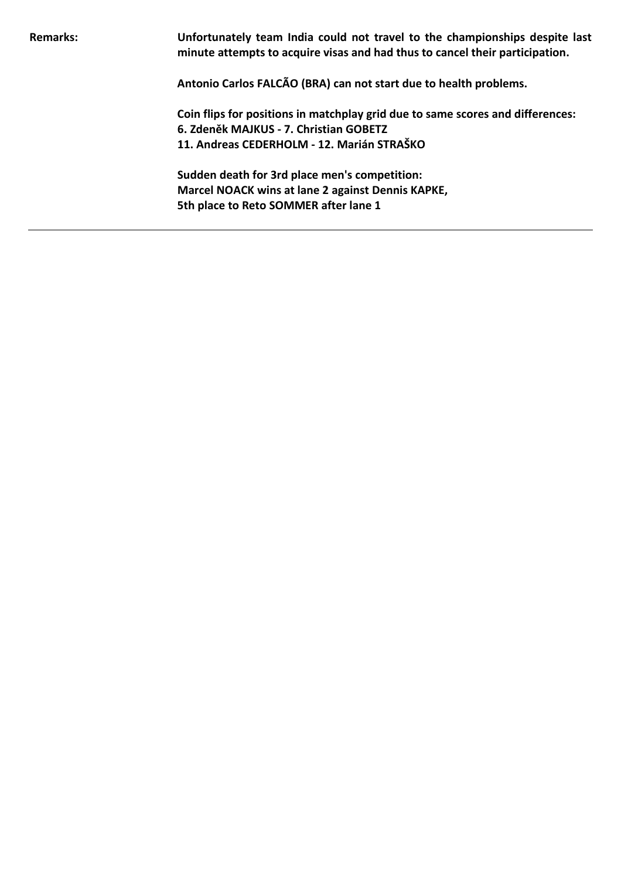**Remarks:**

**Unfortunately team India could not travel to the championships despite last minute attempts to acquire visas and had thus to cancel their participation.**

**Antonio Carlos FALCÃO (BRA) can not start due to health problems.**

**Coin flips for positions in matchplay grid due to same scores and differences:**
**6. Zdeněk MAJKUS - 7. Christian GOBETZ**
**11. Andreas CEDERHOLM - 12. Marián STRAŠKO**

**Sudden death for 3rd place men's competition:**
**Marcel NOACK wins at lane 2 against Dennis KAPKE,**
**5th place to Reto SOMMER after lane 1**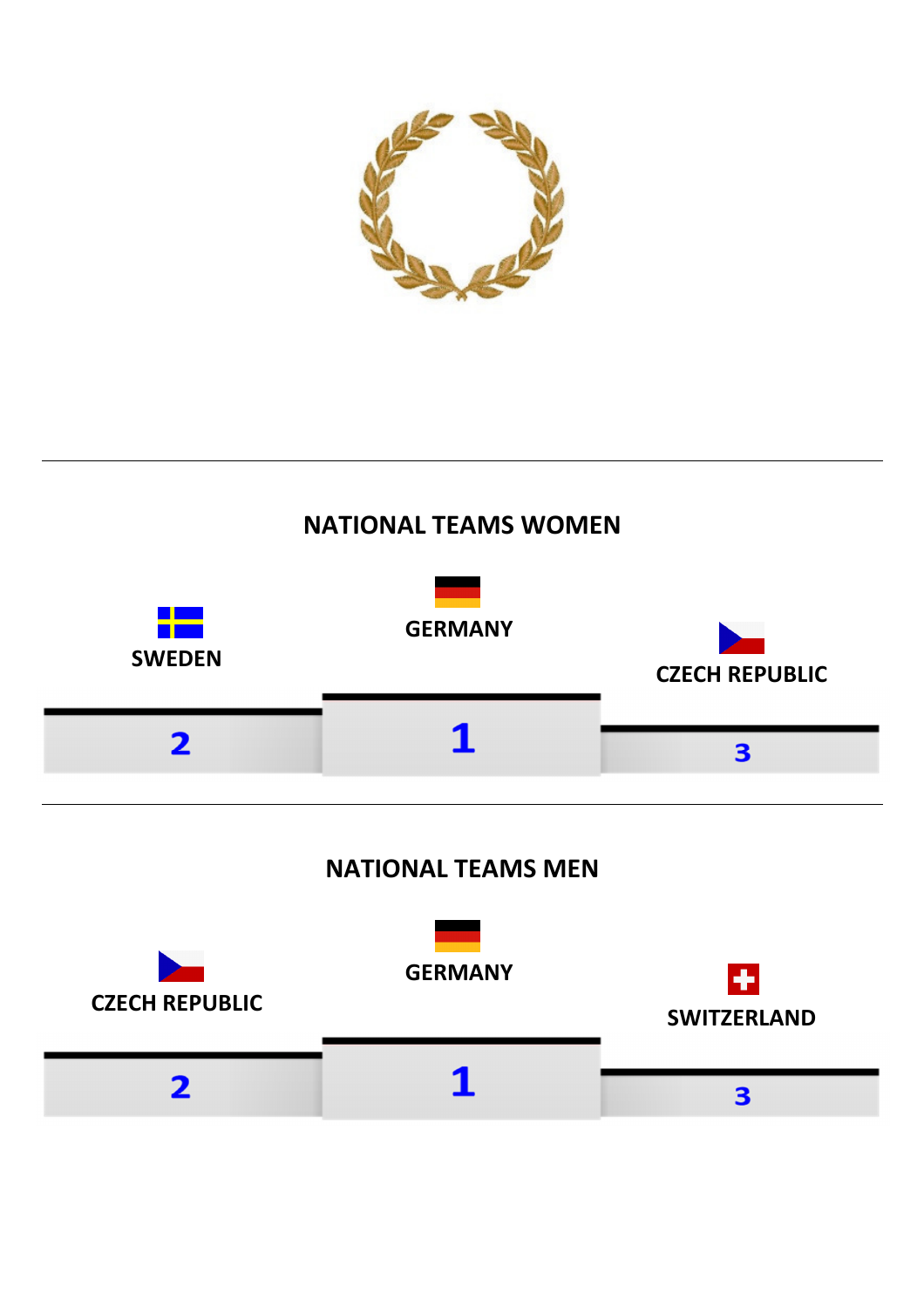## NATIONAL TEAMS WOMEN

| Place | Team |
|---|---|
| 1 | GERMANY |
| 2 | SWEDEN |
| 3 | CZECH REPUBLIC |

## NATIONAL TEAMS MEN

| Place | Team |
|---|---|
| 1 | GERMANY |
| 2 | CZECH REPUBLIC |
| 3 | SWITZERLAND |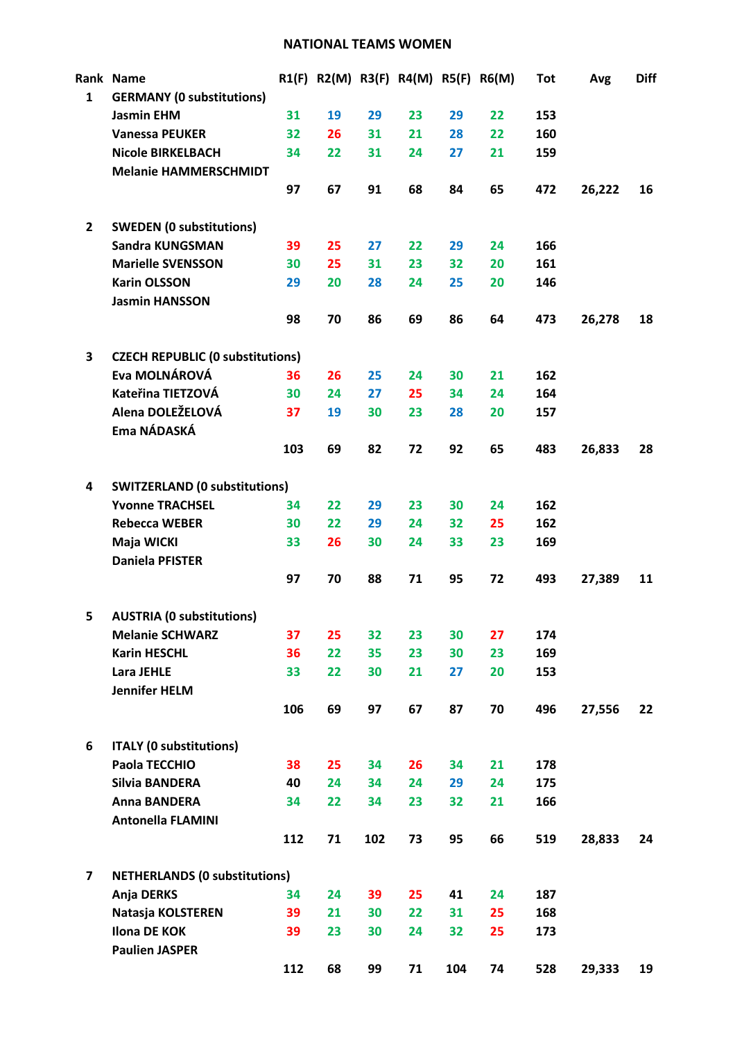## NATIONAL TEAMS WOMEN

| Rank | Name | R1(F) | R2(M) | R3(F) | R4(M) | R5(F) | R6(M) | Tot | Avg | Diff |
|---|---|---|---|---|---|---|---|---|---|---|
| 1 | **GERMANY (0 substitutions)** | | | | | | | | | |
| | Jasmin EHM | 31 | 19 | 29 | 23 | 29 | 22 | 153 | | |
| | Vanessa PEUKER | 32 | 26 | 31 | 21 | 28 | 22 | 160 | | |
| | Nicole BIRKELBACH | 34 | 22 | 31 | 24 | 27 | 21 | 159 | | |
| | Melanie HAMMERSCHMIDT | | | | | | | | | |
| | | 97 | 67 | 91 | 68 | 84 | 65 | 472 | 26,222 | 16 |
| 2 | **SWEDEN (0 substitutions)** | | | | | | | | | |
| | Sandra KUNGSMAN | 39 | 25 | 27 | 22 | 29 | 24 | 166 | | |
| | Marielle SVENSSON | 30 | 25 | 31 | 23 | 32 | 20 | 161 | | |
| | Karin OLSSON | 29 | 20 | 28 | 24 | 25 | 20 | 146 | | |
| | Jasmin HANSSON | | | | | | | | | |
| | | 98 | 70 | 86 | 69 | 86 | 64 | 473 | 26,278 | 18 |
| 3 | **CZECH REPUBLIC (0 substitutions)** | | | | | | | | | |
| | Eva MOLNÁROVÁ | 36 | 26 | 25 | 24 | 30 | 21 | 162 | | |
| | Kateřina TIETZOVÁ | 30 | 24 | 27 | 25 | 34 | 24 | 164 | | |
| | Alena DOLEŽELOVÁ | 37 | 19 | 30 | 23 | 28 | 20 | 157 | | |
| | Ema NÁDASKÁ | | | | | | | | | |
| | | 103 | 69 | 82 | 72 | 92 | 65 | 483 | 26,833 | 28 |
| 4 | **SWITZERLAND (0 substitutions)** | | | | | | | | | |
| | Yvonne TRACHSEL | 34 | 22 | 29 | 23 | 30 | 24 | 162 | | |
| | Rebecca WEBER | 30 | 22 | 29 | 24 | 32 | 25 | 162 | | |
| | Maja WICKI | 33 | 26 | 30 | 24 | 33 | 23 | 169 | | |
| | Daniela PFISTER | | | | | | | | | |
| | | 97 | 70 | 88 | 71 | 95 | 72 | 493 | 27,389 | 11 |
| 5 | **AUSTRIA (0 substitutions)** | | | | | | | | | |
| | Melanie SCHWARZ | 37 | 25 | 32 | 23 | 30 | 27 | 174 | | |
| | Karin HESCHL | 36 | 22 | 35 | 23 | 30 | 23 | 169 | | |
| | Lara JEHLE | 33 | 22 | 30 | 21 | 27 | 20 | 153 | | |
| | Jennifer HELM | | | | | | | | | |
| | | 106 | 69 | 97 | 67 | 87 | 70 | 496 | 27,556 | 22 |
| 6 | **ITALY (0 substitutions)** | | | | | | | | | |
| | Paola TECCHIO | 38 | 25 | 34 | 26 | 34 | 21 | 178 | | |
| | Silvia BANDERA | 40 | 24 | 34 | 24 | 29 | 24 | 175 | | |
| | Anna BANDERA | 34 | 22 | 34 | 23 | 32 | 21 | 166 | | |
| | Antonella FLAMINI | | | | | | | | | |
| | | 112 | 71 | 102 | 73 | 95 | 66 | 519 | 28,833 | 24 |
| 7 | **NETHERLANDS (0 substitutions)** | | | | | | | | | |
| | Anja DERKS | 34 | 24 | 39 | 25 | 41 | 24 | 187 | | |
| | Natasja KOLSTEREN | 39 | 21 | 30 | 22 | 31 | 25 | 168 | | |
| | Ilona DE KOK | 39 | 23 | 30 | 24 | 32 | 25 | 173 | | |
| | Paulien JASPER | | | | | | | | | |
| | | 112 | 68 | 99 | 71 | 104 | 74 | 528 | 29,333 | 19 |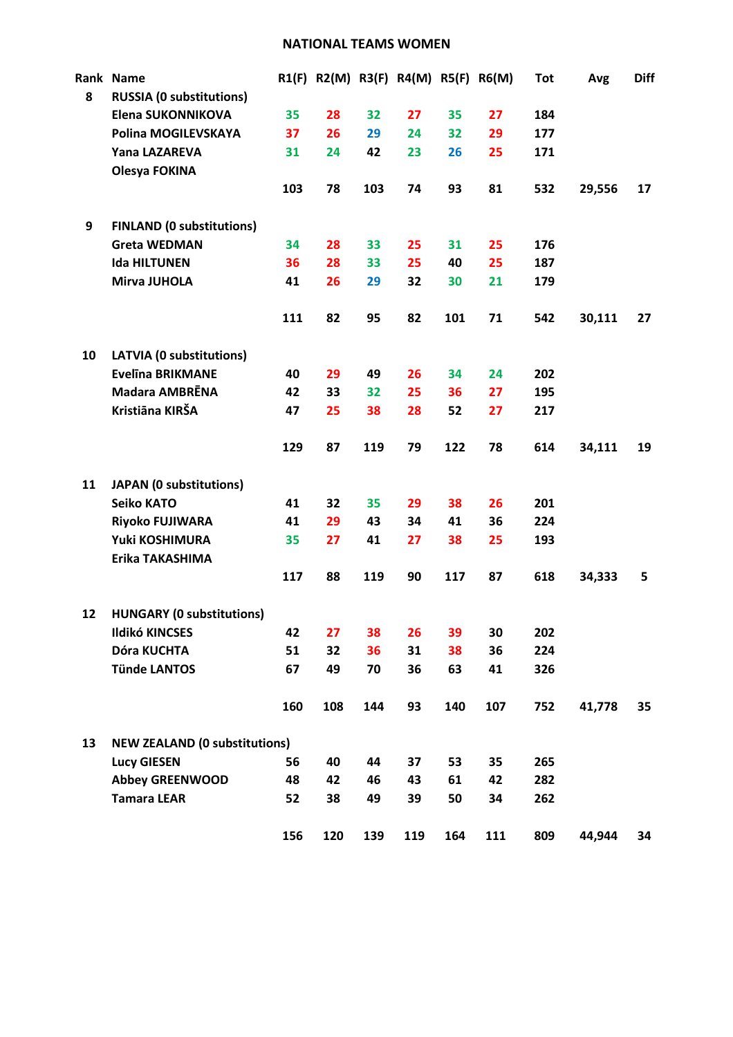## NATIONAL TEAMS WOMEN

| Rank | Name | R1(F) | R2(M) | R3(F) | R4(M) | R5(F) | R6(M) | Tot | Avg | Diff |
|---|---|---|---|---|---|---|---|---|---|---|
| 8 | RUSSIA (0 substitutions) | | | | | | | | | |
| | Elena SUKONNIKOVA | 35 | 28 | 32 | 27 | 35 | 27 | 184 | | |
| | Polina MOGILEVSKAYA | 37 | 26 | 29 | 24 | 32 | 29 | 177 | | |
| | Yana LAZAREVA | 31 | 24 | 42 | 23 | 26 | 25 | 171 | | |
| | Olesya FOKINA | | | | | | | | | |
| | | 103 | 78 | 103 | 74 | 93 | 81 | 532 | 29,556 | 17 |
| 9 | FINLAND (0 substitutions) | | | | | | | | | |
| | Greta WEDMAN | 34 | 28 | 33 | 25 | 31 | 25 | 176 | | |
| | Ida HILTUNEN | 36 | 28 | 33 | 25 | 40 | 25 | 187 | | |
| | Mirva JUHOLA | 41 | 26 | 29 | 32 | 30 | 21 | 179 | | |
| | | 111 | 82 | 95 | 82 | 101 | 71 | 542 | 30,111 | 27 |
| 10 | LATVIA (0 substitutions) | | | | | | | | | |
| | Evelīna BRIKMANE | 40 | 29 | 49 | 26 | 34 | 24 | 202 | | |
| | Madara AMBRĒNA | 42 | 33 | 32 | 25 | 36 | 27 | 195 | | |
| | Kristiāna KIRŠA | 47 | 25 | 38 | 28 | 52 | 27 | 217 | | |
| | | 129 | 87 | 119 | 79 | 122 | 78 | 614 | 34,111 | 19 |
| 11 | JAPAN (0 substitutions) | | | | | | | | | |
| | Seiko KATO | 41 | 32 | 35 | 29 | 38 | 26 | 201 | | |
| | Riyoko FUJIWARA | 41 | 29 | 43 | 34 | 41 | 36 | 224 | | |
| | Yuki KOSHIMURA | 35 | 27 | 41 | 27 | 38 | 25 | 193 | | |
| | Erika TAKASHIMA | | | | | | | | | |
| | | 117 | 88 | 119 | 90 | 117 | 87 | 618 | 34,333 | 5 |
| 12 | HUNGARY (0 substitutions) | | | | | | | | | |
| | Ildikó KINCSES | 42 | 27 | 38 | 26 | 39 | 30 | 202 | | |
| | Dóra KUCHTA | 51 | 32 | 36 | 31 | 38 | 36 | 224 | | |
| | Tünde LANTOS | 67 | 49 | 70 | 36 | 63 | 41 | 326 | | |
| | | 160 | 108 | 144 | 93 | 140 | 107 | 752 | 41,778 | 35 |
| 13 | NEW ZEALAND (0 substitutions) | | | | | | | | | |
| | Lucy GIESEN | 56 | 40 | 44 | 37 | 53 | 35 | 265 | | |
| | Abbey GREENWOOD | 48 | 42 | 46 | 43 | 61 | 42 | 282 | | |
| | Tamara LEAR | 52 | 38 | 49 | 39 | 50 | 34 | 262 | | |
| | | 156 | 120 | 139 | 119 | 164 | 111 | 809 | 44,944 | 34 |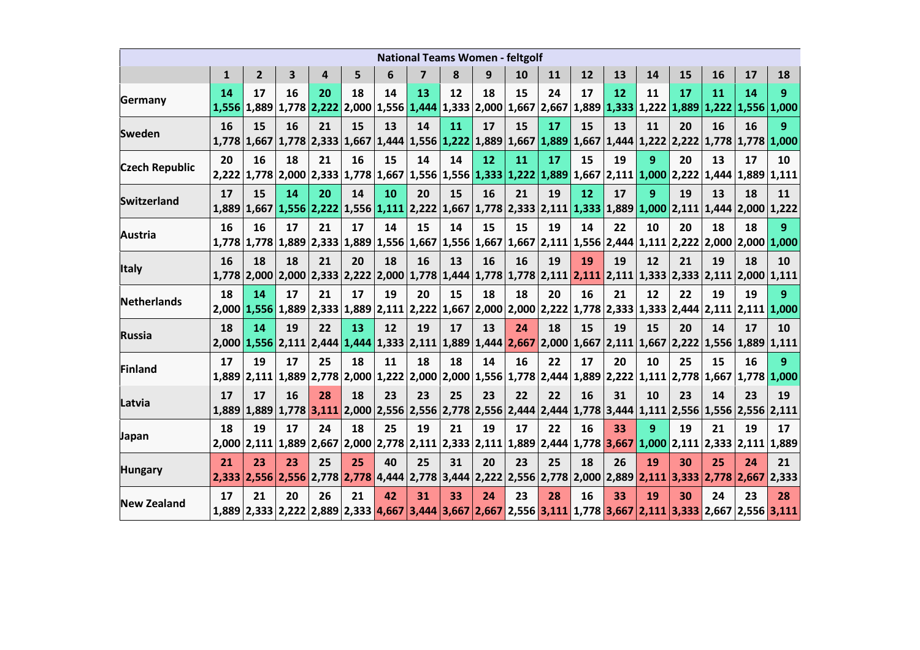| National Teams Women - feltgolf | | | | | | | | | | | | | | | | | | |
|---|---|---|---|---|---|---|---|---|---|---|---|---|---|---|---|---|---|---|
| | 1 | 2 | 3 | 4 | 5 | 6 | 7 | 8 | 9 | 10 | 11 | 12 | 13 | 14 | 15 | 16 | 17 | 18 |
| Germany | 14<br>1,556 | 17<br>1,889 | 16<br>1,778 | 20<br>2,222 | 18<br>2,000 | 14<br>1,556 | 13<br>1,444 | 12<br>1,333 | 18<br>2,000 | 15<br>1,667 | 24<br>2,667 | 17<br>1,889 | 12<br>1,333 | 11<br>1,222 | 17<br>1,889 | 11<br>1,222 | 14<br>1,556 | 9<br>1,000 |
| Sweden | 16<br>1,778 | 15<br>1,667 | 16<br>1,778 | 21<br>2,333 | 15<br>1,667 | 13<br>1,444 | 14<br>1,556 | 11<br>1,222 | 17<br>1,889 | 15<br>1,667 | 17<br>1,889 | 15<br>1,667 | 13<br>1,444 | 11<br>1,222 | 20<br>2,222 | 16<br>1,778 | 16<br>1,778 | 9<br>1,000 |
| Czech Republic | 20<br>2,222 | 16<br>1,778 | 18<br>2,000 | 21<br>2,333 | 16<br>1,778 | 15<br>1,667 | 14<br>1,556 | 14<br>1,556 | 12<br>1,333 | 11<br>1,222 | 17<br>1,889 | 15<br>1,667 | 19<br>2,111 | 9<br>1,000 | 20<br>2,222 | 13<br>1,444 | 17<br>1,889 | 10<br>1,111 |
| Switzerland | 17<br>1,889 | 15<br>1,667 | 14<br>1,556 | 20<br>2,222 | 14<br>1,556 | 10<br>1,111 | 20<br>2,222 | 15<br>1,667 | 16<br>1,778 | 21<br>2,333 | 19<br>2,111 | 12<br>1,333 | 17<br>1,889 | 9<br>1,000 | 19<br>2,111 | 13<br>1,444 | 18<br>2,000 | 11<br>1,222 |
| Austria | 16<br>1,778 | 16<br>1,778 | 17<br>1,889 | 21<br>2,333 | 17<br>1,889 | 14<br>1,556 | 15<br>1,667 | 14<br>1,556 | 15<br>1,667 | 15<br>1,667 | 19<br>2,111 | 14<br>1,556 | 22<br>2,444 | 10<br>1,111 | 20<br>2,222 | 18<br>2,000 | 18<br>2,000 | 9<br>1,000 |
| Italy | 16<br>1,778 | 18<br>2,000 | 18<br>2,000 | 21<br>2,333 | 20<br>2,222 | 18<br>2,000 | 16<br>1,778 | 13<br>1,444 | 16<br>1,778 | 16<br>1,778 | 19<br>2,111 | 19<br>2,111 | 19<br>2,111 | 12<br>1,333 | 21<br>2,333 | 19<br>2,111 | 18<br>2,000 | 10<br>1,111 |
| Netherlands | 18<br>2,000 | 14<br>1,556 | 17<br>1,889 | 21<br>2,333 | 17<br>1,889 | 19<br>2,111 | 20<br>2,222 | 15<br>1,667 | 18<br>2,000 | 18<br>2,000 | 20<br>2,222 | 16<br>1,778 | 21<br>2,333 | 12<br>1,333 | 22<br>2,444 | 19<br>2,111 | 19<br>2,111 | 9<br>1,000 |
| Russia | 18<br>2,000 | 14<br>1,556 | 19<br>2,111 | 22<br>2,444 | 13<br>1,444 | 12<br>1,333 | 19<br>2,111 | 17<br>1,889 | 13<br>1,444 | 24<br>2,667 | 18<br>2,000 | 15<br>1,667 | 19<br>2,111 | 15<br>1,667 | 20<br>2,222 | 14<br>1,556 | 17<br>1,889 | 10<br>1,111 |
| Finland | 17<br>1,889 | 19<br>2,111 | 17<br>1,889 | 25<br>2,778 | 18<br>2,000 | 11<br>1,222 | 18<br>2,000 | 18<br>2,000 | 14<br>1,556 | 16<br>1,778 | 22<br>2,444 | 17<br>1,889 | 20<br>2,222 | 10<br>1,111 | 25<br>2,778 | 15<br>1,667 | 16<br>1,778 | 9<br>1,000 |
| Latvia | 17<br>1,889 | 17<br>1,889 | 16<br>1,778 | 28<br>3,111 | 18<br>2,000 | 23<br>2,556 | 23<br>2,556 | 25<br>2,778 | 23<br>2,556 | 22<br>2,444 | 22<br>2,444 | 16<br>1,778 | 31<br>3,444 | 10<br>1,111 | 23<br>2,556 | 14<br>1,556 | 23<br>2,556 | 19<br>2,111 |
| Japan | 18<br>2,000 | 19<br>2,111 | 17<br>1,889 | 24<br>2,667 | 18<br>2,000 | 25<br>2,778 | 19<br>2,111 | 21<br>2,333 | 19<br>2,111 | 17<br>1,889 | 22<br>2,444 | 16<br>1,778 | 33<br>3,667 | 9<br>1,000 | 19<br>2,111 | 21<br>2,333 | 19<br>2,111 | 17<br>1,889 |
| Hungary | 21<br>2,333 | 23<br>2,556 | 23<br>2,556 | 25<br>2,778 | 25<br>2,778 | 40<br>4,444 | 25<br>2,778 | 31<br>3,444 | 20<br>2,222 | 23<br>2,556 | 25<br>2,778 | 18<br>2,000 | 26<br>2,889 | 19<br>2,111 | 30<br>3,333 | 25<br>2,778 | 24<br>2,667 | 21<br>2,333 |
| New Zealand | 17<br>1,889 | 21<br>2,333 | 20<br>2,222 | 26<br>2,889 | 21<br>2,333 | 42<br>4,667 | 31<br>3,444 | 33<br>3,667 | 24<br>2,667 | 23<br>2,556 | 28<br>3,111 | 16<br>1,778 | 33<br>3,667 | 19<br>2,111 | 30<br>3,333 | 24<br>2,667 | 23<br>2,556 | 28<br>3,111 |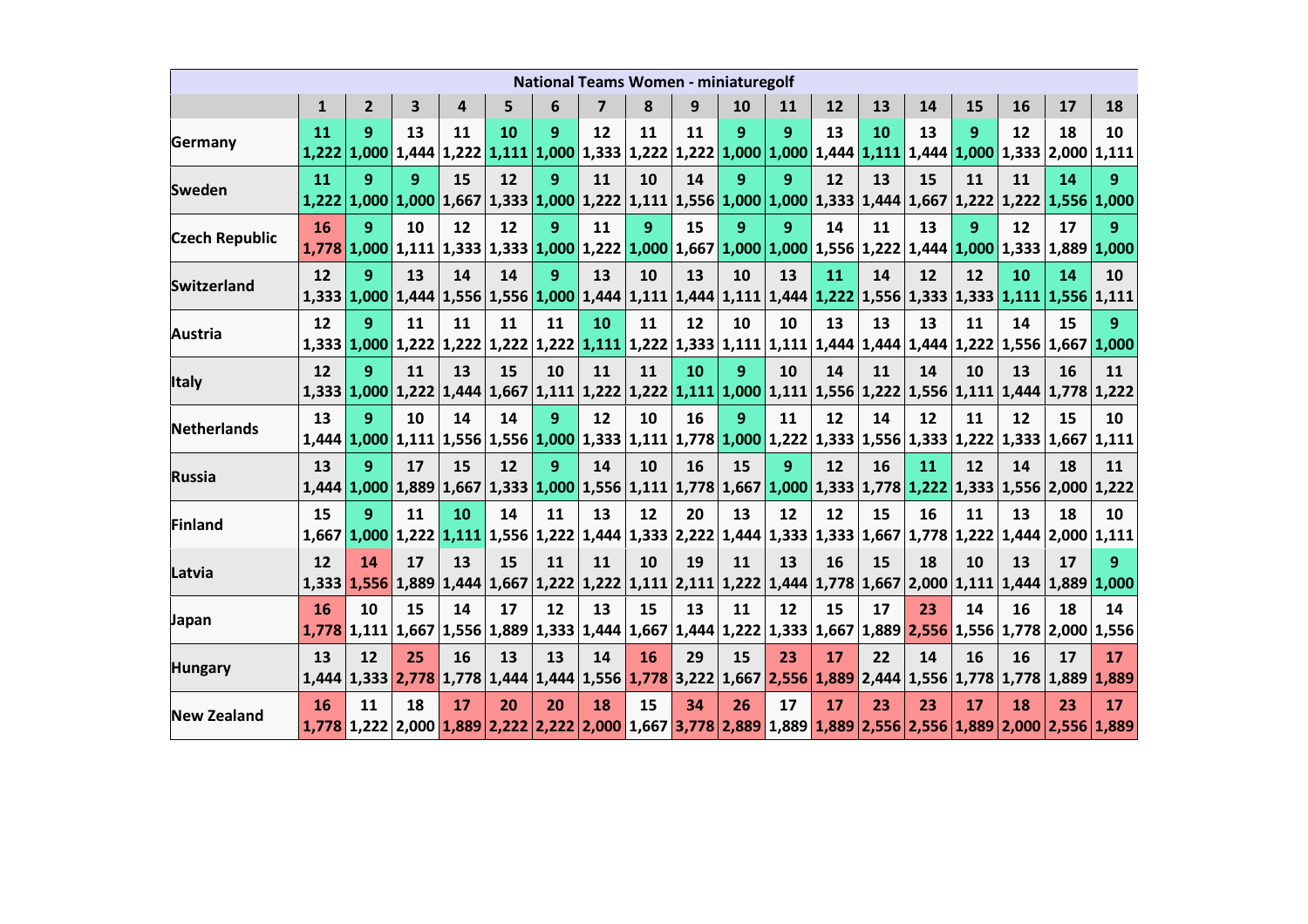| National Teams Women - miniaturegolf | | | | | | | | | | | | | | | | | | |
|---|---|---|---|---|---|---|---|---|---|---|---|---|---|---|---|---|---|---|
| | **1** | **2** | **3** | **4** | **5** | **6** | **7** | **8** | **9** | **10** | **11** | **12** | **13** | **14** | **15** | **16** | **17** | **18** |
| **Germany** | 11 1,222 | 9 1,000 | 13 1,444 | 11 1,222 | 10 1,111 | 9 1,000 | 12 1,333 | 11 1,222 | 11 1,222 | 9 1,000 | 9 1,000 | 13 1,444 | 10 1,111 | 13 1,444 | 9 1,000 | 12 1,333 | 18 2,000 | 10 1,111 |
| **Sweden** | 11 1,222 | 9 1,000 | 9 1,000 | 15 1,667 | 12 1,333 | 9 1,000 | 11 1,222 | 10 1,111 | 14 1,556 | 9 1,000 | 9 1,000 | 12 1,333 | 13 1,444 | 15 1,667 | 11 1,222 | 11 1,222 | 14 1,556 | 9 1,000 |
| **Czech Republic** | 16 1,778 | 9 1,000 | 10 1,111 | 12 1,333 | 12 1,333 | 9 1,000 | 11 1,222 | 9 1,000 | 15 1,667 | 9 1,000 | 9 1,000 | 14 1,556 | 11 1,222 | 13 1,444 | 9 1,000 | 12 1,333 | 17 1,889 | 9 1,000 |
| **Switzerland** | 12 1,333 | 9 1,000 | 13 1,444 | 14 1,556 | 14 1,556 | 9 1,000 | 13 1,444 | 10 1,111 | 13 1,444 | 10 1,111 | 13 1,444 | 11 1,222 | 14 1,556 | 12 1,333 | 12 1,333 | 10 1,111 | 14 1,556 | 10 1,111 |
| **Austria** | 12 1,333 | 9 1,000 | 11 1,222 | 11 1,222 | 11 1,222 | 11 1,222 | 10 1,111 | 11 1,222 | 12 1,333 | 10 1,111 | 10 1,111 | 13 1,444 | 13 1,444 | 13 1,444 | 11 1,222 | 14 1,556 | 15 1,667 | 9 1,000 |
| **Italy** | 12 1,333 | 9 1,000 | 11 1,222 | 13 1,444 | 15 1,667 | 10 1,111 | 11 1,222 | 11 1,222 | 10 1,111 | 9 1,000 | 10 1,111 | 14 1,556 | 11 1,222 | 14 1,556 | 10 1,111 | 13 1,444 | 16 1,778 | 11 1,222 |
| **Netherlands** | 13 1,444 | 9 1,000 | 10 1,111 | 14 1,556 | 14 1,556 | 9 1,000 | 12 1,333 | 10 1,111 | 16 1,778 | 9 1,000 | 11 1,222 | 12 1,333 | 14 1,556 | 12 1,333 | 11 1,222 | 12 1,333 | 15 1,667 | 10 1,111 |
| **Russia** | 13 1,444 | 9 1,000 | 17 1,889 | 15 1,667 | 12 1,333 | 9 1,000 | 14 1,556 | 10 1,111 | 16 1,778 | 15 1,667 | 9 1,000 | 12 1,333 | 16 1,778 | 11 1,222 | 12 1,333 | 14 1,556 | 18 2,000 | 11 1,222 |
| **Finland** | 15 1,667 | 9 1,000 | 11 1,222 | 10 1,111 | 14 1,556 | 11 1,222 | 13 1,444 | 12 1,333 | 20 2,222 | 13 1,444 | 12 1,333 | 12 1,333 | 15 1,667 | 16 1,778 | 11 1,222 | 13 1,444 | 18 2,000 | 10 1,111 |
| **Latvia** | 12 1,333 | 14 1,556 | 17 1,889 | 13 1,444 | 15 1,667 | 11 1,222 | 11 1,222 | 10 1,111 | 19 2,111 | 11 1,222 | 13 1,444 | 16 1,778 | 15 1,667 | 18 2,000 | 10 1,111 | 13 1,444 | 17 1,889 | 9 1,000 |
| **Japan** | 16 1,778 | 10 1,111 | 15 1,667 | 14 1,556 | 17 1,889 | 12 1,333 | 13 1,444 | 15 1,667 | 13 1,444 | 11 1,222 | 12 1,333 | 15 1,667 | 17 1,889 | 23 2,556 | 14 1,556 | 16 1,778 | 18 2,000 | 14 1,556 |
| **Hungary** | 13 1,444 | 12 1,333 | 25 2,778 | 16 1,778 | 13 1,444 | 13 1,444 | 14 1,556 | 16 1,778 | 29 3,222 | 15 1,667 | 23 2,556 | 17 1,889 | 22 2,444 | 14 1,556 | 16 1,778 | 16 1,778 | 17 1,889 | 17 1,889 |
| **New Zealand** | 16 1,778 | 11 1,222 | 18 2,000 | 17 1,889 | 20 2,222 | 20 2,222 | 18 2,000 | 15 1,667 | 34 3,778 | 26 2,889 | 17 1,889 | 17 1,889 | 23 2,556 | 23 2,556 | 17 1,889 | 18 2,000 | 23 2,556 | 17 1,889 |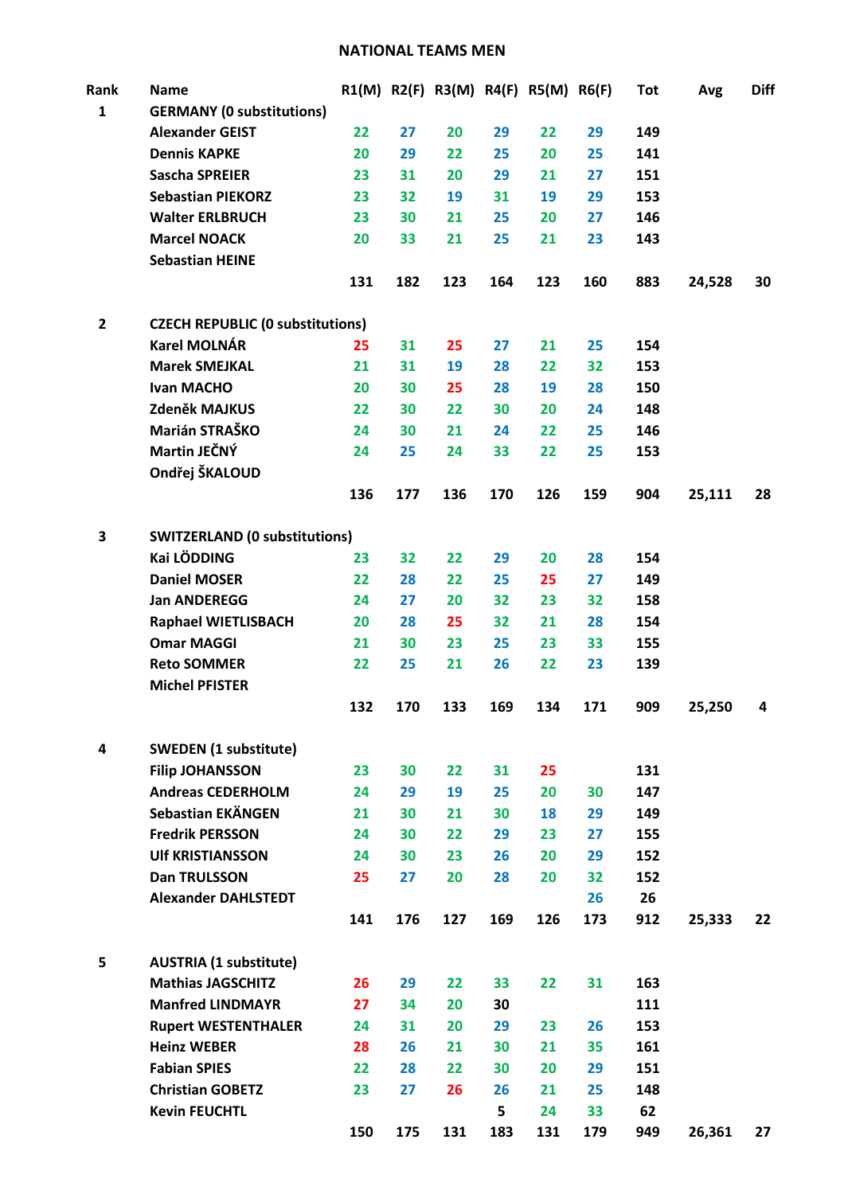# NATIONAL TEAMS MEN

| Rank | Name | R1(M) | R2(F) | R3(M) | R4(F) | R5(M) | R6(F) | Tot | Avg | Diff |
|---|---|---|---|---|---|---|---|---|---|---|
| 1 | **GERMANY (0 substitutions)** | | | | | | | | | |
| | Alexander GEIST | 22 | 27 | 20 | 29 | 22 | 29 | 149 | | |
| | Dennis KAPKE | 20 | 29 | 22 | 25 | 20 | 25 | 141 | | |
| | Sascha SPREIER | 23 | 31 | 20 | 29 | 21 | 27 | 151 | | |
| | Sebastian PIEKORZ | 23 | 32 | 19 | 31 | 19 | 29 | 153 | | |
| | Walter ERLBRUCH | 23 | 30 | 21 | 25 | 20 | 27 | 146 | | |
| | Marcel NOACK | 20 | 33 | 21 | 25 | 21 | 23 | 143 | | |
| | Sebastian HEINE | | | | | | | | | |
| | | 131 | 182 | 123 | 164 | 123 | 160 | 883 | 24,528 | 30 |
| 2 | **CZECH REPUBLIC (0 substitutions)** | | | | | | | | | |
| | Karel MOLNÁR | 25 | 31 | 25 | 27 | 21 | 25 | 154 | | |
| | Marek SMEJKAL | 21 | 31 | 19 | 28 | 22 | 32 | 153 | | |
| | Ivan MACHO | 20 | 30 | 25 | 28 | 19 | 28 | 150 | | |
| | Zdeněk MAJKUS | 22 | 30 | 22 | 30 | 20 | 24 | 148 | | |
| | Marián STRAŠKO | 24 | 30 | 21 | 24 | 22 | 25 | 146 | | |
| | Martin JEČNÝ | 24 | 25 | 24 | 33 | 22 | 25 | 153 | | |
| | Ondřej ŠKALOUD | | | | | | | | | |
| | | 136 | 177 | 136 | 170 | 126 | 159 | 904 | 25,111 | 28 |
| 3 | **SWITZERLAND (0 substitutions)** | | | | | | | | | |
| | Kai LÖDDING | 23 | 32 | 22 | 29 | 20 | 28 | 154 | | |
| | Daniel MOSER | 22 | 28 | 22 | 25 | 25 | 27 | 149 | | |
| | Jan ANDEREGG | 24 | 27 | 20 | 32 | 23 | 32 | 158 | | |
| | Raphael WIETLISBACH | 20 | 28 | 25 | 32 | 21 | 28 | 154 | | |
| | Omar MAGGI | 21 | 30 | 23 | 25 | 23 | 33 | 155 | | |
| | Reto SOMMER | 22 | 25 | 21 | 26 | 22 | 23 | 139 | | |
| | Michel PFISTER | | | | | | | | | |
| | | 132 | 170 | 133 | 169 | 134 | 171 | 909 | 25,250 | 4 |
| 4 | **SWEDEN (1 substitute)** | | | | | | | | | |
| | Filip JOHANSSON | 23 | 30 | 22 | 31 | 25 | | 131 | | |
| | Andreas CEDERHOLM | 24 | 29 | 19 | 25 | 20 | 30 | 147 | | |
| | Sebastian EKÄNGEN | 21 | 30 | 21 | 30 | 18 | 29 | 149 | | |
| | Fredrik PERSSON | 24 | 30 | 22 | 29 | 23 | 27 | 155 | | |
| | Ulf KRISTIANSSON | 24 | 30 | 23 | 26 | 20 | 29 | 152 | | |
| | Dan TRULSSON | 25 | 27 | 20 | 28 | 20 | 32 | 152 | | |
| | Alexander DAHLSTEDT | | | | | | 26 | 26 | | |
| | | 141 | 176 | 127 | 169 | 126 | 173 | 912 | 25,333 | 22 |
| 5 | **AUSTRIA (1 substitute)** | | | | | | | | | |
| | Mathias JAGSCHITZ | 26 | 29 | 22 | 33 | 22 | 31 | 163 | | |
| | Manfred LINDMAYR | 27 | 34 | 20 | 30 | | | 111 | | |
| | Rupert WESTENTHALER | 24 | 31 | 20 | 29 | 23 | 26 | 153 | | |
| | Heinz WEBER | 28 | 26 | 21 | 30 | 21 | 35 | 161 | | |
| | Fabian SPIES | 22 | 28 | 22 | 30 | 20 | 29 | 151 | | |
| | Christian GOBETZ | 23 | 27 | 26 | 26 | 21 | 25 | 148 | | |
| | Kevin FEUCHTL | | | | 5 | 24 | 33 | 62 | | |
| | | 150 | 175 | 131 | 183 | 131 | 179 | 949 | 26,361 | 27 |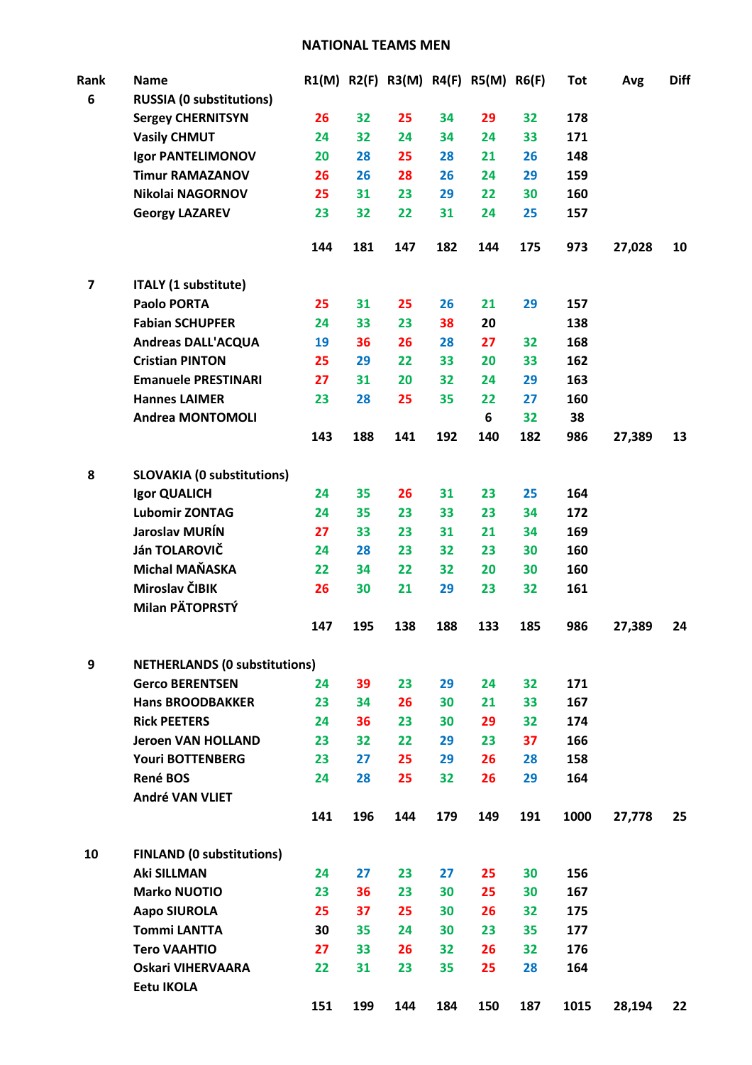# NATIONAL TEAMS MEN

| Rank | Name | R1(M) | R2(F) | R3(M) | R4(F) | R5(M) | R6(F) | Tot | Avg | Diff |
|---|---|---|---|---|---|---|---|---|---|---|
| 6 | **RUSSIA (0 substitutions)** | | | | | | | | | |
| | Sergey CHERNITSYN | 26 | 32 | 25 | 34 | 29 | 32 | 178 | | |
| | Vasily CHMUT | 24 | 32 | 24 | 34 | 24 | 33 | 171 | | |
| | Igor PANTELIMONOV | 20 | 28 | 25 | 28 | 21 | 26 | 148 | | |
| | Timur RAMAZANOV | 26 | 26 | 28 | 26 | 24 | 29 | 159 | | |
| | Nikolai NAGORNOV | 25 | 31 | 23 | 29 | 22 | 30 | 160 | | |
| | Georgy LAZAREV | 23 | 32 | 22 | 31 | 24 | 25 | 157 | | |
| | | 144 | 181 | 147 | 182 | 144 | 175 | 973 | 27,028 | 10 |
| 7 | **ITALY (1 substitute)** | | | | | | | | | |
| | Paolo PORTA | 25 | 31 | 25 | 26 | 21 | 29 | 157 | | |
| | Fabian SCHUPFER | 24 | 33 | 23 | 38 | 20 | | 138 | | |
| | Andreas DALL'ACQUA | 19 | 36 | 26 | 28 | 27 | 32 | 168 | | |
| | Cristian PINTON | 25 | 29 | 22 | 33 | 20 | 33 | 162 | | |
| | Emanuele PRESTINARI | 27 | 31 | 20 | 32 | 24 | 29 | 163 | | |
| | Hannes LAIMER | 23 | 28 | 25 | 35 | 22 | 27 | 160 | | |
| | Andrea MONTOMOLI | | | | | 6 | 32 | 38 | | |
| | | 143 | 188 | 141 | 192 | 140 | 182 | 986 | 27,389 | 13 |
| 8 | **SLOVAKIA (0 substitutions)** | | | | | | | | | |
| | Igor QUALICH | 24 | 35 | 26 | 31 | 23 | 25 | 164 | | |
| | Lubomir ZONTAG | 24 | 35 | 23 | 33 | 23 | 34 | 172 | | |
| | Jaroslav MURÍN | 27 | 33 | 23 | 31 | 21 | 34 | 169 | | |
| | Ján TOLAROVIČ | 24 | 28 | 23 | 32 | 23 | 30 | 160 | | |
| | Michal MAŇASKA | 22 | 34 | 22 | 32 | 20 | 30 | 160 | | |
| | Miroslav ČIBIK | 26 | 30 | 21 | 29 | 23 | 32 | 161 | | |
| | Milan PÄTOPRSTÝ | | | | | | | | | |
| | | 147 | 195 | 138 | 188 | 133 | 185 | 986 | 27,389 | 24 |
| 9 | **NETHERLANDS (0 substitutions)** | | | | | | | | | |
| | Gerco BERENTSEN | 24 | 39 | 23 | 29 | 24 | 32 | 171 | | |
| | Hans BROODBAKKER | 23 | 34 | 26 | 30 | 21 | 33 | 167 | | |
| | Rick PEETERS | 24 | 36 | 23 | 30 | 29 | 32 | 174 | | |
| | Jeroen VAN HOLLAND | 23 | 32 | 22 | 29 | 23 | 37 | 166 | | |
| | Youri BOTTENBERG | 23 | 27 | 25 | 29 | 26 | 28 | 158 | | |
| | René BOS | 24 | 28 | 25 | 32 | 26 | 29 | 164 | | |
| | André VAN VLIET | | | | | | | | | |
| | | 141 | 196 | 144 | 179 | 149 | 191 | 1000 | 27,778 | 25 |
| 10 | **FINLAND (0 substitutions)** | | | | | | | | | |
| | Aki SILLMAN | 24 | 27 | 23 | 27 | 25 | 30 | 156 | | |
| | Marko NUOTIO | 23 | 36 | 23 | 30 | 25 | 30 | 167 | | |
| | Aapo SIUROLA | 25 | 37 | 25 | 30 | 26 | 32 | 175 | | |
| | Tommi LANTTA | 30 | 35 | 24 | 30 | 23 | 35 | 177 | | |
| | Tero VAAHTIO | 27 | 33 | 26 | 32 | 26 | 32 | 176 | | |
| | Oskari VIHERVAARA | 22 | 31 | 23 | 35 | 25 | 28 | 164 | | |
| | Eetu IKOLA | | | | | | | | | |
| | | 151 | 199 | 144 | 184 | 150 | 187 | 1015 | 28,194 | 22 |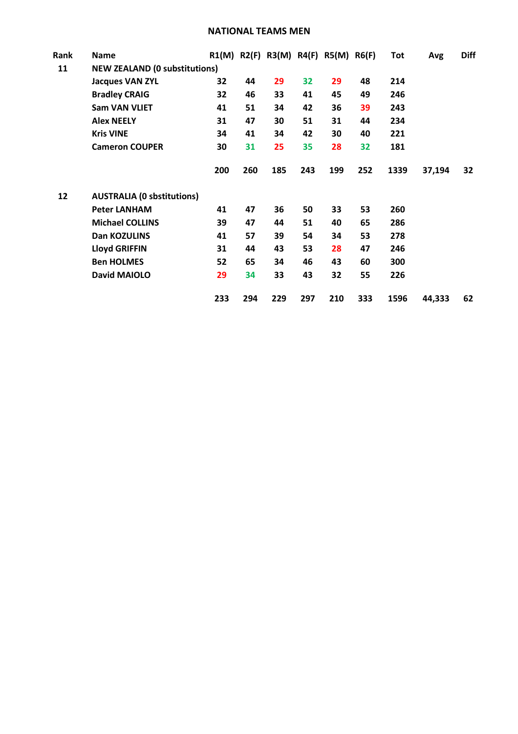# NATIONAL TEAMS MEN

| Rank | Name | R1(M) | R2(F) | R3(M) | R4(F) | R5(M) | R6(F) | Tot | Avg | Diff |
|---|---|---|---|---|---|---|---|---|---|---|
| **11** | **NEW ZEALAND (0 substitutions)** | | | | | | | | | |
| | **Jacques VAN ZYL** | 32 | 44 | 29 | 32 | 29 | 48 | 214 | | |
| | **Bradley CRAIG** | 32 | 46 | 33 | 41 | 45 | 49 | 246 | | |
| | **Sam VAN VLIET** | 41 | 51 | 34 | 42 | 36 | 39 | 243 | | |
| | **Alex NEELY** | 31 | 47 | 30 | 51 | 31 | 44 | 234 | | |
| | **Kris VINE** | 34 | 41 | 34 | 42 | 30 | 40 | 221 | | |
| | **Cameron COUPER** | 30 | 31 | 25 | 35 | 28 | 32 | 181 | | |
| | | **200** | **260** | **185** | **243** | **199** | **252** | **1339** | **37,194** | **32** |
| **12** | **AUSTRALIA (0 sbstitutions)** | | | | | | | | | |
| | **Peter LANHAM** | 41 | 47 | 36 | 50 | 33 | 53 | 260 | | |
| | **Michael COLLINS** | 39 | 47 | 44 | 51 | 40 | 65 | 286 | | |
| | **Dan KOZULINS** | 41 | 57 | 39 | 54 | 34 | 53 | 278 | | |
| | **Lloyd GRIFFIN** | 31 | 44 | 43 | 53 | 28 | 47 | 246 | | |
| | **Ben HOLMES** | 52 | 65 | 34 | 46 | 43 | 60 | 300 | | |
| | **David MAIOLO** | 29 | 34 | 33 | 43 | 32 | 55 | 226 | | |
| | | **233** | **294** | **229** | **297** | **210** | **333** | **1596** | **44,333** | **62** |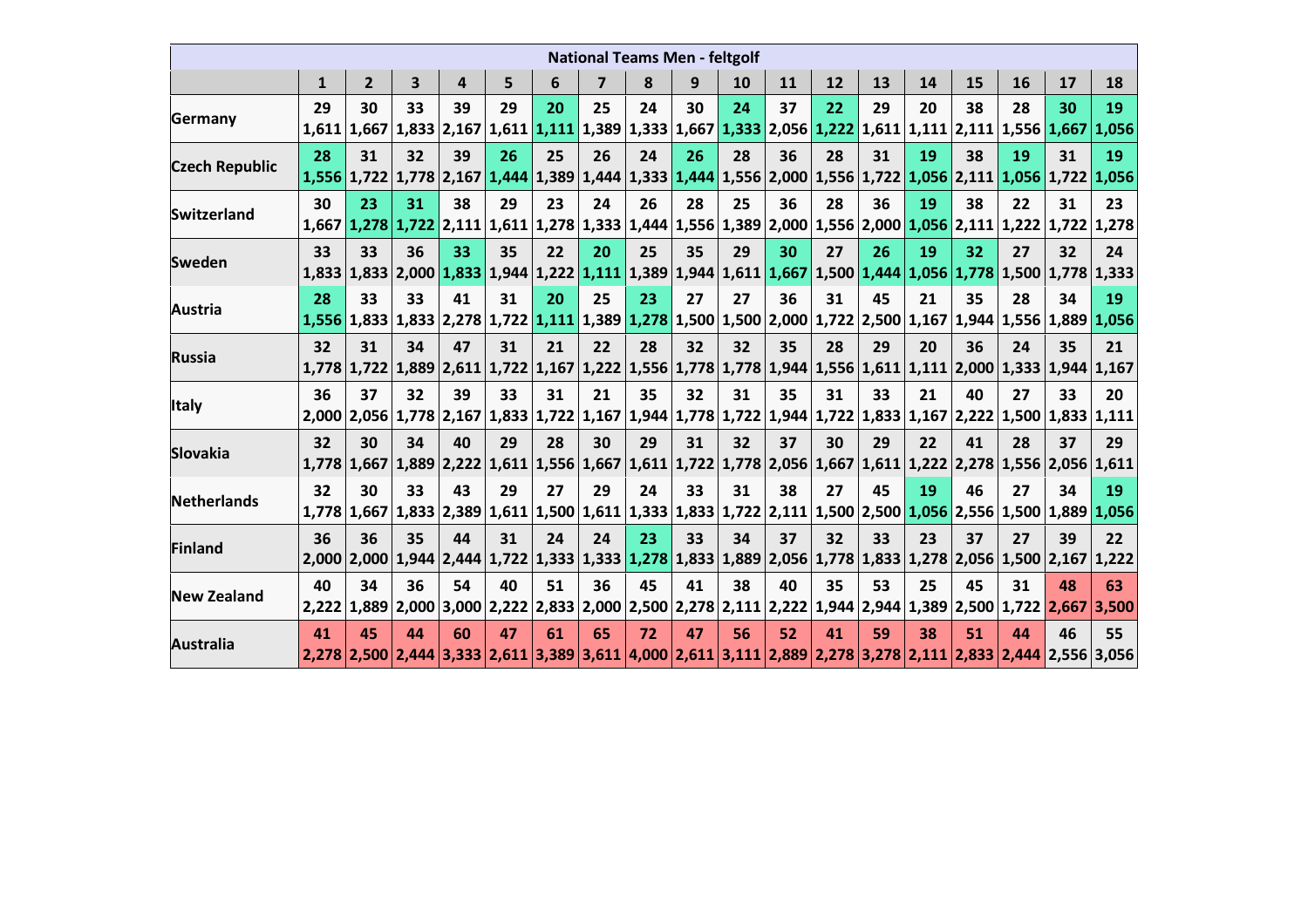| National Teams Men - feltgolf | | | | | | | | | | | | | | | | | | |
|---|---|---|---|---|---|---|---|---|---|---|---|---|---|---|---|---|---|---|
| | 1 | 2 | 3 | 4 | 5 | 6 | 7 | 8 | 9 | 10 | 11 | 12 | 13 | 14 | 15 | 16 | 17 | 18 |
| Germany | 29<br>1,611 | 30<br>1,667 | 33<br>1,833 | 39<br>2,167 | 29<br>1,611 | 20<br>1,111 | 25<br>1,389 | 24<br>1,333 | 30<br>1,667 | 24<br>1,333 | 37<br>2,056 | 22<br>1,222 | 29<br>1,611 | 20<br>1,111 | 38<br>2,111 | 28<br>1,556 | 30<br>1,667 | 19<br>1,056 |
| Czech Republic | 28<br>1,556 | 31<br>1,722 | 32<br>1,778 | 39<br>2,167 | 26<br>1,444 | 25<br>1,389 | 26<br>1,444 | 24<br>1,333 | 26<br>1,444 | 28<br>1,556 | 36<br>2,000 | 28<br>1,556 | 31<br>1,722 | 19<br>1,056 | 38<br>2,111 | 19<br>1,056 | 31<br>1,722 | 19<br>1,056 |
| Switzerland | 30<br>1,667 | 23<br>1,278 | 31<br>1,722 | 38<br>2,111 | 29<br>1,611 | 23<br>1,278 | 24<br>1,333 | 26<br>1,444 | 28<br>1,556 | 25<br>1,389 | 36<br>2,000 | 28<br>1,556 | 36<br>2,000 | 19<br>1,056 | 38<br>2,111 | 22<br>1,222 | 31<br>1,722 | 23<br>1,278 |
| Sweden | 33<br>1,833 | 33<br>1,833 | 36<br>2,000 | 33<br>1,833 | 35<br>1,944 | 22<br>1,222 | 20<br>1,111 | 25<br>1,389 | 35<br>1,944 | 29<br>1,611 | 30<br>1,667 | 27<br>1,500 | 26<br>1,444 | 19<br>1,056 | 32<br>1,778 | 27<br>1,500 | 32<br>1,778 | 24<br>1,333 |
| Austria | 28<br>1,556 | 33<br>1,833 | 33<br>1,833 | 41<br>2,278 | 31<br>1,722 | 20<br>1,111 | 25<br>1,389 | 23<br>1,278 | 27<br>1,500 | 27<br>1,500 | 36<br>2,000 | 31<br>1,722 | 45<br>2,500 | 21<br>1,167 | 35<br>1,944 | 28<br>1,556 | 34<br>1,889 | 19<br>1,056 |
| Russia | 32<br>1,778 | 31<br>1,722 | 34<br>1,889 | 47<br>2,611 | 31<br>1,722 | 21<br>1,167 | 22<br>1,222 | 28<br>1,556 | 32<br>1,778 | 32<br>1,778 | 35<br>1,944 | 28<br>1,556 | 29<br>1,611 | 20<br>1,111 | 36<br>2,000 | 24<br>1,333 | 35<br>1,944 | 21<br>1,167 |
| Italy | 36<br>2,000 | 37<br>2,056 | 32<br>1,778 | 39<br>2,167 | 33<br>1,833 | 31<br>1,722 | 21<br>1,167 | 35<br>1,944 | 32<br>1,778 | 31<br>1,722 | 35<br>1,944 | 31<br>1,722 | 33<br>1,833 | 21<br>1,167 | 40<br>2,222 | 27<br>1,500 | 33<br>1,833 | 20<br>1,111 |
| Slovakia | 32<br>1,778 | 30<br>1,667 | 34<br>1,889 | 40<br>2,222 | 29<br>1,611 | 28<br>1,556 | 30<br>1,667 | 29<br>1,611 | 31<br>1,722 | 32<br>1,778 | 37<br>2,056 | 30<br>1,667 | 29<br>1,611 | 22<br>1,222 | 41<br>2,278 | 28<br>1,556 | 37<br>2,056 | 29<br>1,611 |
| Netherlands | 32<br>1,778 | 30<br>1,667 | 33<br>1,833 | 43<br>2,389 | 29<br>1,611 | 27<br>1,500 | 29<br>1,611 | 24<br>1,333 | 33<br>1,833 | 31<br>1,722 | 38<br>2,111 | 27<br>1,500 | 45<br>2,500 | 19<br>1,056 | 46<br>2,556 | 27<br>1,500 | 34<br>1,889 | 19<br>1,056 |
| Finland | 36<br>2,000 | 36<br>2,000 | 35<br>1,944 | 44<br>2,444 | 31<br>1,722 | 24<br>1,333 | 24<br>1,333 | 23<br>1,278 | 33<br>1,833 | 34<br>1,889 | 37<br>2,056 | 32<br>1,778 | 33<br>1,833 | 23<br>1,278 | 37<br>2,056 | 27<br>1,500 | 39<br>2,167 | 22<br>1,222 |
| New Zealand | 40<br>2,222 | 34<br>1,889 | 36<br>2,000 | 54<br>3,000 | 40<br>2,222 | 51<br>2,833 | 36<br>2,000 | 45<br>2,500 | 41<br>2,278 | 38<br>2,111 | 40<br>2,222 | 35<br>1,944 | 53<br>2,944 | 25<br>1,389 | 45<br>2,500 | 31<br>1,722 | 48<br>2,667 | 63<br>3,500 |
| Australia | 41<br>2,278 | 45<br>2,500 | 44<br>2,444 | 60<br>3,333 | 47<br>2,611 | 61<br>3,389 | 65<br>3,611 | 72<br>4,000 | 47<br>2,611 | 56<br>3,111 | 52<br>2,889 | 41<br>2,278 | 59<br>3,278 | 38<br>2,111 | 51<br>2,833 | 44<br>2,444 | 46<br>2,556 | 55<br>3,056 |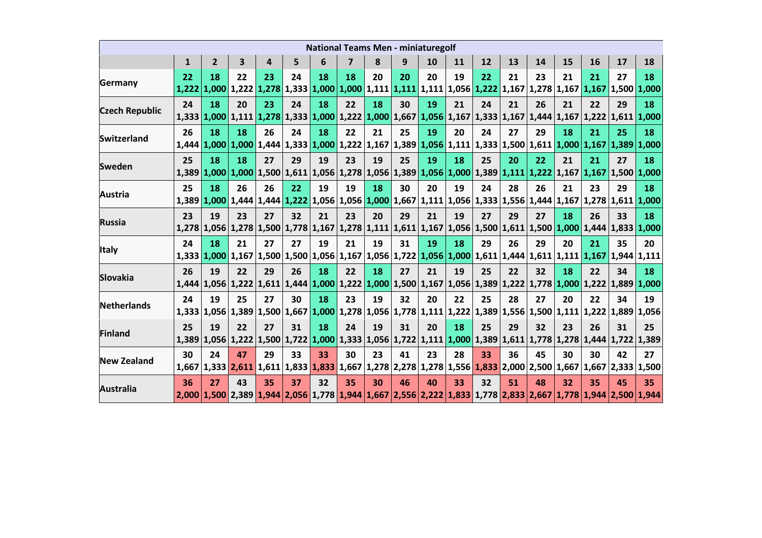| National Teams Men - miniaturegolf | | | | | | | | | | | | | | | | | | |
|---|---|---|---|---|---|---|---|---|---|---|---|---|---|---|---|---|---|---|
| | **1** | **2** | **3** | **4** | **5** | **6** | **7** | **8** | **9** | **10** | **11** | **12** | **13** | **14** | **15** | **16** | **17** | **18** |
| **Germany** | 22 1,222 | 18 1,000 | 22 1,222 | 23 1,278 | 24 1,333 | 18 1,000 | 18 1,000 | 20 1,111 | 20 1,111 | 20 1,111 | 19 1,056 | 22 1,222 | 21 1,167 | 23 1,278 | 21 1,167 | 21 1,167 | 27 1,500 | 18 1,000 |
| **Czech Republic** | 24 1,333 | 18 1,000 | 20 1,111 | 23 1,278 | 24 1,333 | 18 1,000 | 22 1,222 | 18 1,000 | 30 1,667 | 19 1,056 | 21 1,167 | 24 1,333 | 21 1,167 | 26 1,444 | 21 1,167 | 22 1,222 | 29 1,611 | 18 1,000 |
| **Switzerland** | 26 1,444 | 18 1,000 | 18 1,000 | 26 1,444 | 24 1,333 | 18 1,000 | 22 1,222 | 21 1,167 | 25 1,389 | 19 1,056 | 20 1,111 | 24 1,333 | 27 1,500 | 29 1,611 | 18 1,000 | 21 1,167 | 25 1,389 | 18 1,000 |
| **Sweden** | 25 1,389 | 18 1,000 | 18 1,000 | 27 1,500 | 29 1,611 | 19 1,056 | 23 1,278 | 19 1,056 | 25 1,389 | 19 1,056 | 18 1,000 | 25 1,389 | 20 1,111 | 22 1,222 | 21 1,167 | 21 1,167 | 27 1,500 | 18 1,000 |
| **Austria** | 25 1,389 | 18 1,000 | 26 1,444 | 26 1,444 | 22 1,222 | 19 1,056 | 19 1,056 | 18 1,000 | 30 1,667 | 20 1,111 | 19 1,056 | 24 1,333 | 28 1,556 | 26 1,444 | 21 1,167 | 23 1,278 | 29 1,611 | 18 1,000 |
| **Russia** | 23 1,278 | 19 1,056 | 23 1,278 | 27 1,500 | 32 1,778 | 21 1,167 | 23 1,278 | 20 1,111 | 29 1,611 | 21 1,167 | 19 1,056 | 27 1,500 | 29 1,611 | 27 1,500 | 18 1,000 | 26 1,444 | 33 1,833 | 18 1,000 |
| **Italy** | 24 1,333 | 18 1,000 | 21 1,167 | 27 1,500 | 27 1,500 | 19 1,056 | 21 1,167 | 19 1,056 | 31 1,722 | 19 1,056 | 18 1,000 | 29 1,611 | 26 1,444 | 29 1,611 | 20 1,111 | 21 1,167 | 35 1,944 | 20 1,111 |
| **Slovakia** | 26 1,444 | 19 1,056 | 22 1,222 | 29 1,611 | 26 1,444 | 18 1,000 | 22 1,222 | 18 1,000 | 27 1,500 | 21 1,167 | 19 1,056 | 25 1,389 | 22 1,222 | 32 1,778 | 18 1,000 | 22 1,222 | 34 1,889 | 18 1,000 |
| **Netherlands** | 24 1,333 | 19 1,056 | 25 1,389 | 27 1,500 | 30 1,667 | 18 1,000 | 23 1,278 | 19 1,056 | 32 1,778 | 20 1,111 | 22 1,222 | 25 1,389 | 28 1,556 | 27 1,500 | 20 1,111 | 22 1,222 | 34 1,889 | 19 1,056 |
| **Finland** | 25 1,389 | 19 1,056 | 22 1,222 | 27 1,500 | 31 1,722 | 18 1,000 | 24 1,333 | 19 1,056 | 31 1,722 | 20 1,111 | 18 1,000 | 25 1,389 | 29 1,611 | 32 1,778 | 23 1,278 | 26 1,444 | 31 1,722 | 25 1,389 |
| **New Zealand** | 30 1,667 | 24 1,333 | 47 2,611 | 29 1,611 | 33 1,833 | 33 1,833 | 30 1,667 | 23 1,278 | 41 2,278 | 23 1,278 | 28 1,556 | 33 1,833 | 36 2,000 | 45 2,500 | 30 1,667 | 30 1,667 | 42 2,333 | 27 1,500 |
| **Australia** | 36 2,000 | 27 1,500 | 43 2,389 | 35 1,944 | 37 2,056 | 32 1,778 | 35 1,944 | 30 1,667 | 46 2,556 | 40 2,222 | 33 1,833 | 32 1,778 | 51 2,833 | 48 2,667 | 32 1,778 | 35 1,944 | 45 2,500 | 35 1,944 |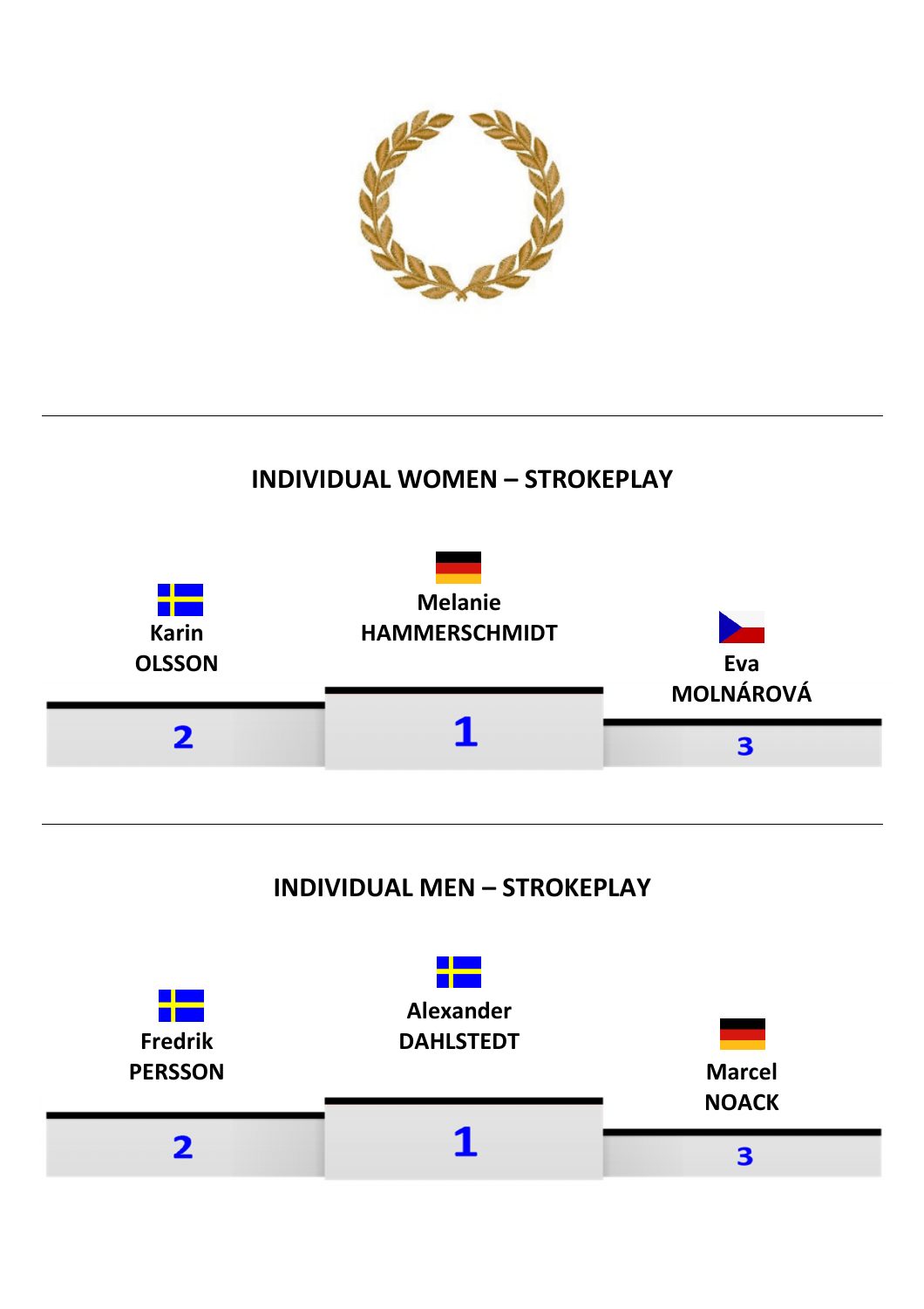## INDIVIDUAL WOMEN – STROKEPLAY

Karin
OLSSON

2

Melanie
HAMMERSCHMIDT

1

Eva
MOLNÁROVÁ

3

## INDIVIDUAL MEN – STROKEPLAY

Fredrik
PERSSON

2

Alexander
DAHLSTEDT

1

Marcel
NOACK

3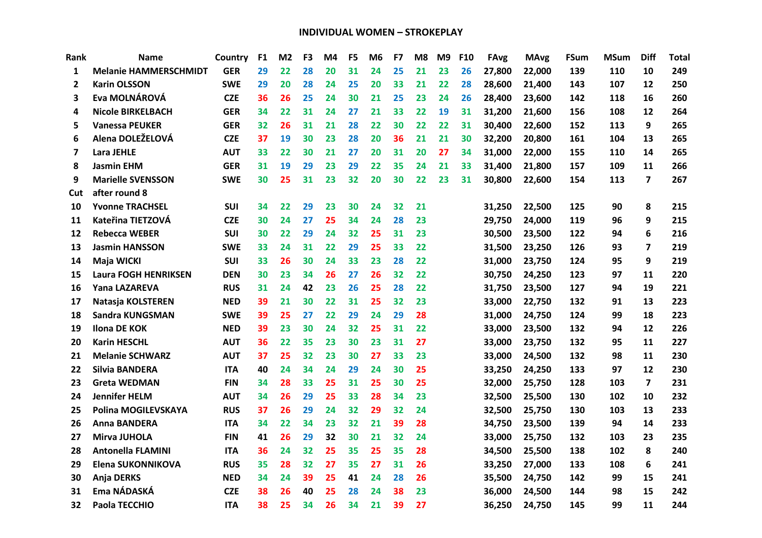## INDIVIDUAL WOMEN – STROKEPLAY

| Rank | Name | Country | F1 | M2 | F3 | M4 | F5 | M6 | F7 | M8 | M9 | F10 | FAvg | MAvg | FSum | MSum | Diff | Total |
|---|---|---|---|---|---|---|---|---|---|---|---|---|---|---|---|---|---|---|
| 1 | Melanie HAMMERSCHMIDT | GER | 29 | 22 | 28 | 20 | 31 | 24 | 25 | 21 | 23 | 26 | 27,800 | 22,000 | 139 | 110 | 10 | 249 |
| 2 | Karin OLSSON | SWE | 29 | 20 | 28 | 24 | 25 | 20 | 33 | 21 | 22 | 28 | 28,600 | 21,400 | 143 | 107 | 12 | 250 |
| 3 | Eva MOLNÁROVÁ | CZE | 36 | 26 | 25 | 24 | 30 | 21 | 25 | 23 | 24 | 26 | 28,400 | 23,600 | 142 | 118 | 16 | 260 |
| 4 | Nicole BIRKELBACH | GER | 34 | 22 | 31 | 24 | 27 | 21 | 33 | 22 | 19 | 31 | 31,200 | 21,600 | 156 | 108 | 12 | 264 |
| 5 | Vanessa PEUKER | GER | 32 | 26 | 31 | 21 | 28 | 22 | 30 | 22 | 22 | 31 | 30,400 | 22,600 | 152 | 113 | 9 | 265 |
| 6 | Alena DOLEŽELOVÁ | CZE | 37 | 19 | 30 | 23 | 28 | 20 | 36 | 21 | 21 | 30 | 32,200 | 20,800 | 161 | 104 | 13 | 265 |
| 7 | Lara JEHLE | AUT | 33 | 22 | 30 | 21 | 27 | 20 | 31 | 20 | 27 | 34 | 31,000 | 22,000 | 155 | 110 | 14 | 265 |
| 8 | Jasmin EHM | GER | 31 | 19 | 29 | 23 | 29 | 22 | 35 | 24 | 21 | 33 | 31,400 | 21,800 | 157 | 109 | 11 | 266 |
| 9 | Marielle SVENSSON | SWE | 30 | 25 | 31 | 23 | 32 | 20 | 30 | 22 | 23 | 31 | 30,800 | 22,600 | 154 | 113 | 7 | 267 |
| Cut | after round 8 | | | | | | | | | | | | | | | | | |
| 10 | Yvonne TRACHSEL | SUI | 34 | 22 | 29 | 23 | 30 | 24 | 32 | 21 | | | 31,250 | 22,500 | 125 | 90 | 8 | 215 |
| 11 | Kateřina TIETZOVÁ | CZE | 30 | 24 | 27 | 25 | 34 | 24 | 28 | 23 | | | 29,750 | 24,000 | 119 | 96 | 9 | 215 |
| 12 | Rebecca WEBER | SUI | 30 | 22 | 29 | 24 | 32 | 25 | 31 | 23 | | | 30,500 | 23,500 | 122 | 94 | 6 | 216 |
| 13 | Jasmin HANSSON | SWE | 33 | 24 | 31 | 22 | 29 | 25 | 33 | 22 | | | 31,500 | 23,250 | 126 | 93 | 7 | 219 |
| 14 | Maja WICKI | SUI | 33 | 26 | 30 | 24 | 33 | 23 | 28 | 22 | | | 31,000 | 23,750 | 124 | 95 | 9 | 219 |
| 15 | Laura FOGH HENRIKSEN | DEN | 30 | 23 | 34 | 26 | 27 | 26 | 32 | 22 | | | 30,750 | 24,250 | 123 | 97 | 11 | 220 |
| 16 | Yana LAZAREVA | RUS | 31 | 24 | 42 | 23 | 26 | 25 | 28 | 22 | | | 31,750 | 23,500 | 127 | 94 | 19 | 221 |
| 17 | Natasja KOLSTEREN | NED | 39 | 21 | 30 | 22 | 31 | 25 | 32 | 23 | | | 33,000 | 22,750 | 132 | 91 | 13 | 223 |
| 18 | Sandra KUNGSMAN | SWE | 39 | 25 | 27 | 22 | 29 | 24 | 29 | 28 | | | 31,000 | 24,750 | 124 | 99 | 18 | 223 |
| 19 | Ilona DE KOK | NED | 39 | 23 | 30 | 24 | 32 | 25 | 31 | 22 | | | 33,000 | 23,500 | 132 | 94 | 12 | 226 |
| 20 | Karin HESCHL | AUT | 36 | 22 | 35 | 23 | 30 | 23 | 31 | 27 | | | 33,000 | 23,750 | 132 | 95 | 11 | 227 |
| 21 | Melanie SCHWARZ | AUT | 37 | 25 | 32 | 23 | 30 | 27 | 33 | 23 | | | 33,000 | 24,500 | 132 | 98 | 11 | 230 |
| 22 | Silvia BANDERA | ITA | 40 | 24 | 34 | 24 | 29 | 24 | 30 | 25 | | | 33,250 | 24,250 | 133 | 97 | 12 | 230 |
| 23 | Greta WEDMAN | FIN | 34 | 28 | 33 | 25 | 31 | 25 | 30 | 25 | | | 32,000 | 25,750 | 128 | 103 | 7 | 231 |
| 24 | Jennifer HELM | AUT | 34 | 26 | 29 | 25 | 33 | 28 | 34 | 23 | | | 32,500 | 25,500 | 130 | 102 | 10 | 232 |
| 25 | Polina MOGILEVSKAYA | RUS | 37 | 26 | 29 | 24 | 32 | 29 | 32 | 24 | | | 32,500 | 25,750 | 130 | 103 | 13 | 233 |
| 26 | Anna BANDERA | ITA | 34 | 22 | 34 | 23 | 32 | 21 | 39 | 28 | | | 34,750 | 23,500 | 139 | 94 | 14 | 233 |
| 27 | Mirva JUHOLA | FIN | 41 | 26 | 29 | 32 | 30 | 21 | 32 | 24 | | | 33,000 | 25,750 | 132 | 103 | 23 | 235 |
| 28 | Antonella FLAMINI | ITA | 36 | 24 | 32 | 25 | 35 | 25 | 35 | 28 | | | 34,500 | 25,500 | 138 | 102 | 8 | 240 |
| 29 | Elena SUKONNIKOVA | RUS | 35 | 28 | 32 | 27 | 35 | 27 | 31 | 26 | | | 33,250 | 27,000 | 133 | 108 | 6 | 241 |
| 30 | Anja DERKS | NED | 34 | 24 | 39 | 25 | 41 | 24 | 28 | 26 | | | 35,500 | 24,750 | 142 | 99 | 15 | 241 |
| 31 | Ema NÁDASKÁ | CZE | 38 | 26 | 40 | 25 | 28 | 24 | 38 | 23 | | | 36,000 | 24,500 | 144 | 98 | 15 | 242 |
| 32 | Paola TECCHIO | ITA | 38 | 25 | 34 | 26 | 34 | 21 | 39 | 27 | | | 36,250 | 24,750 | 145 | 99 | 11 | 244 |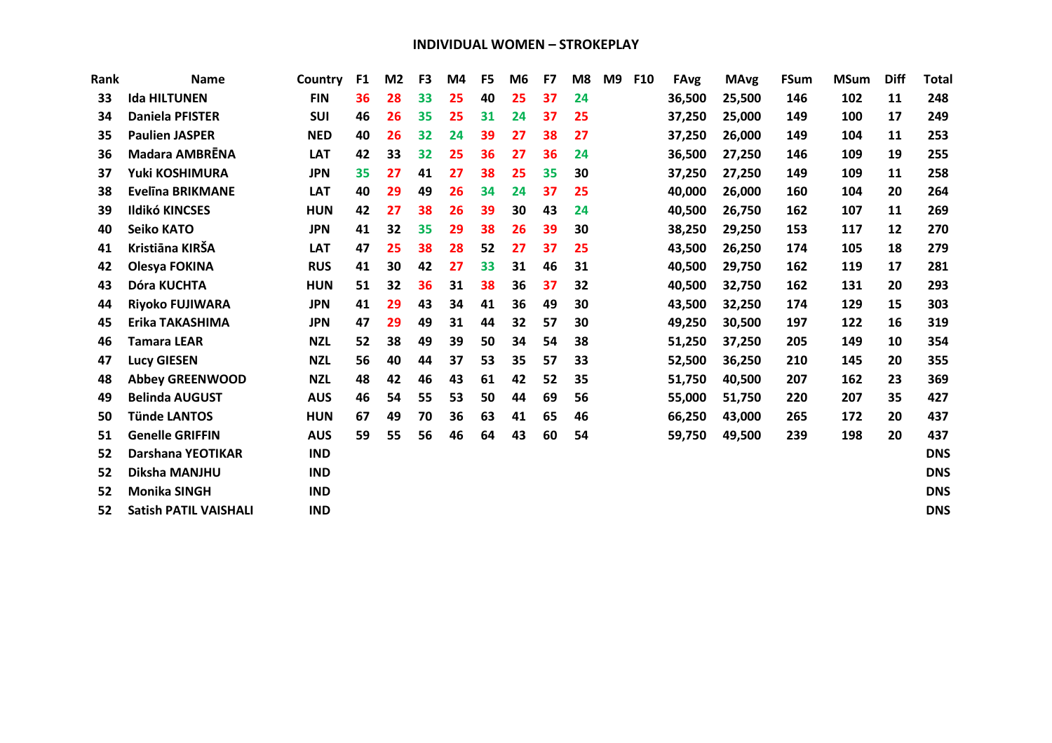## INDIVIDUAL WOMEN – STROKEPLAY

| Rank | Name | Country | F1 | M2 | F3 | M4 | F5 | M6 | F7 | M8 | M9 | F10 | FAvg | MAvg | FSum | MSum | Diff | Total |
|---|---|---|---|---|---|---|---|---|---|---|---|---|---|---|---|---|---|---|
| 33 | Ida HILTUNEN | FIN | 36 | 28 | 33 | 25 | 40 | 25 | 37 | 24 | | | 36,500 | 25,500 | 146 | 102 | 11 | 248 |
| 34 | Daniela PFISTER | SUI | 46 | 26 | 35 | 25 | 31 | 24 | 37 | 25 | | | 37,250 | 25,000 | 149 | 100 | 17 | 249 |
| 35 | Paulien JASPER | NED | 40 | 26 | 32 | 24 | 39 | 27 | 38 | 27 | | | 37,250 | 26,000 | 149 | 104 | 11 | 253 |
| 36 | Madara AMBRĒNA | LAT | 42 | 33 | 32 | 25 | 36 | 27 | 36 | 24 | | | 36,500 | 27,250 | 146 | 109 | 19 | 255 |
| 37 | Yuki KOSHIMURA | JPN | 35 | 27 | 41 | 27 | 38 | 25 | 35 | 30 | | | 37,250 | 27,250 | 149 | 109 | 11 | 258 |
| 38 | Evelīna BRIKMANE | LAT | 40 | 29 | 49 | 26 | 34 | 24 | 37 | 25 | | | 40,000 | 26,000 | 160 | 104 | 20 | 264 |
| 39 | Ildikó KINCSES | HUN | 42 | 27 | 38 | 26 | 39 | 30 | 43 | 24 | | | 40,500 | 26,750 | 162 | 107 | 11 | 269 |
| 40 | Seiko KATO | JPN | 41 | 32 | 35 | 29 | 38 | 26 | 39 | 30 | | | 38,250 | 29,250 | 153 | 117 | 12 | 270 |
| 41 | Kristiāna KIRŠA | LAT | 47 | 25 | 38 | 28 | 52 | 27 | 37 | 25 | | | 43,500 | 26,250 | 174 | 105 | 18 | 279 |
| 42 | Olesya FOKINA | RUS | 41 | 30 | 42 | 27 | 33 | 31 | 46 | 31 | | | 40,500 | 29,750 | 162 | 119 | 17 | 281 |
| 43 | Dóra KUCHTA | HUN | 51 | 32 | 36 | 31 | 38 | 36 | 37 | 32 | | | 40,500 | 32,750 | 162 | 131 | 20 | 293 |
| 44 | Riyoko FUJIWARA | JPN | 41 | 29 | 43 | 34 | 41 | 36 | 49 | 30 | | | 43,500 | 32,250 | 174 | 129 | 15 | 303 |
| 45 | Erika TAKASHIMA | JPN | 47 | 29 | 49 | 31 | 44 | 32 | 57 | 30 | | | 49,250 | 30,500 | 197 | 122 | 16 | 319 |
| 46 | Tamara LEAR | NZL | 52 | 38 | 49 | 39 | 50 | 34 | 54 | 38 | | | 51,250 | 37,250 | 205 | 149 | 10 | 354 |
| 47 | Lucy GIESEN | NZL | 56 | 40 | 44 | 37 | 53 | 35 | 57 | 33 | | | 52,500 | 36,250 | 210 | 145 | 20 | 355 |
| 48 | Abbey GREENWOOD | NZL | 48 | 42 | 46 | 43 | 61 | 42 | 52 | 35 | | | 51,750 | 40,500 | 207 | 162 | 23 | 369 |
| 49 | Belinda AUGUST | AUS | 46 | 54 | 55 | 53 | 50 | 44 | 69 | 56 | | | 55,000 | 51,750 | 220 | 207 | 35 | 427 |
| 50 | Tünde LANTOS | HUN | 67 | 49 | 70 | 36 | 63 | 41 | 65 | 46 | | | 66,250 | 43,000 | 265 | 172 | 20 | 437 |
| 51 | Genelle GRIFFIN | AUS | 59 | 55 | 56 | 46 | 64 | 43 | 60 | 54 | | | 59,750 | 49,500 | 239 | 198 | 20 | 437 |
| 52 | Darshana YEOTIKAR | IND | | | | | | | | | | | | | | | | DNS |
| 52 | Diksha MANJHU | IND | | | | | | | | | | | | | | | | DNS |
| 52 | Monika SINGH | IND | | | | | | | | | | | | | | | | DNS |
| 52 | Satish PATIL VAISHALI | IND | | | | | | | | | | | | | | | | DNS |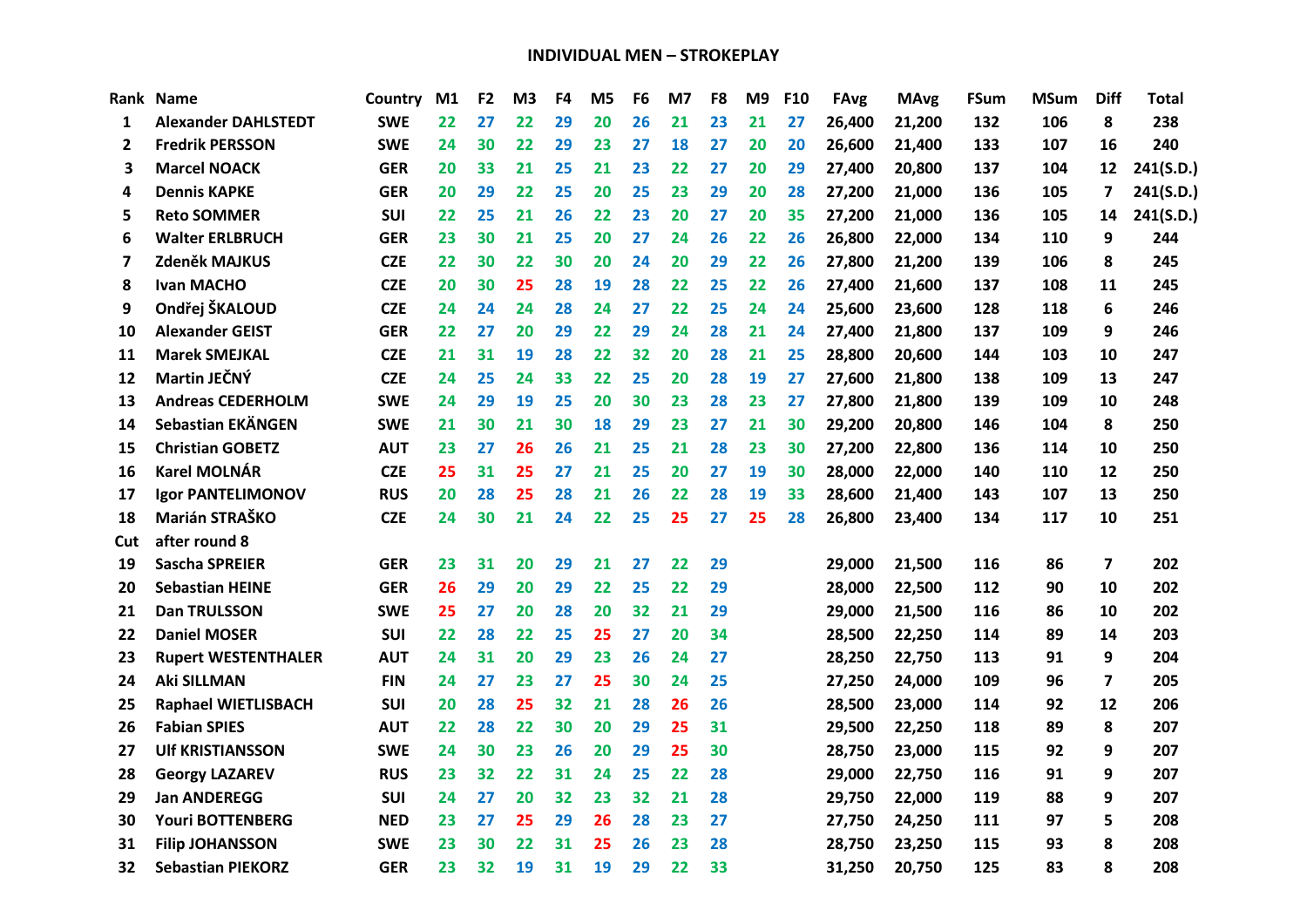**INDIVIDUAL MEN – STROKEPLAY**

| Rank | Name | Country | M1 | F2 | M3 | F4 | M5 | F6 | M7 | F8 | M9 | F10 | FAvg | MAvg | FSum | MSum | Diff | Total |
|---|---|---|---|---|---|---|---|---|---|---|---|---|---|---|---|---|---|---|
| 1 | Alexander DAHLSTEDT | SWE | 22 | 27 | 22 | 29 | 20 | 26 | 21 | 23 | 21 | 27 | 26,400 | 21,200 | 132 | 106 | 8 | 238 |
| 2 | Fredrik PERSSON | SWE | 24 | 30 | 22 | 29 | 23 | 27 | 18 | 27 | 20 | 20 | 26,600 | 21,400 | 133 | 107 | 16 | 240 |
| 3 | Marcel NOACK | GER | 20 | 33 | 21 | 25 | 21 | 23 | 22 | 27 | 20 | 29 | 27,400 | 20,800 | 137 | 104 | 12 | 241(S.D.) |
| 4 | Dennis KAPKE | GER | 20 | 29 | 22 | 25 | 20 | 25 | 23 | 29 | 20 | 28 | 27,200 | 21,000 | 136 | 105 | 7 | 241(S.D.) |
| 5 | Reto SOMMER | SUI | 22 | 25 | 21 | 26 | 22 | 23 | 20 | 27 | 20 | 35 | 27,200 | 21,000 | 136 | 105 | 14 | 241(S.D.) |
| 6 | Walter ERLBRUCH | GER | 23 | 30 | 21 | 25 | 20 | 27 | 24 | 26 | 22 | 26 | 26,800 | 22,000 | 134 | 110 | 9 | 244 |
| 7 | Zdeněk MAJKUS | CZE | 22 | 30 | 22 | 30 | 20 | 24 | 20 | 29 | 22 | 26 | 27,800 | 21,200 | 139 | 106 | 8 | 245 |
| 8 | Ivan MACHO | CZE | 20 | 30 | 25 | 28 | 19 | 28 | 22 | 25 | 22 | 26 | 27,400 | 21,600 | 137 | 108 | 11 | 245 |
| 9 | Ondřej ŠKALOUD | CZE | 24 | 24 | 24 | 28 | 24 | 27 | 22 | 25 | 24 | 24 | 25,600 | 23,600 | 128 | 118 | 6 | 246 |
| 10 | Alexander GEIST | GER | 22 | 27 | 20 | 29 | 22 | 29 | 24 | 28 | 21 | 24 | 27,400 | 21,800 | 137 | 109 | 9 | 246 |
| 11 | Marek SMEJKAL | CZE | 21 | 31 | 19 | 28 | 22 | 32 | 20 | 28 | 21 | 25 | 28,800 | 20,600 | 144 | 103 | 10 | 247 |
| 12 | Martin JEČNÝ | CZE | 24 | 25 | 24 | 33 | 22 | 25 | 20 | 28 | 19 | 27 | 27,600 | 21,800 | 138 | 109 | 13 | 247 |
| 13 | Andreas CEDERHOLM | SWE | 24 | 29 | 19 | 25 | 20 | 30 | 23 | 28 | 23 | 27 | 27,800 | 21,800 | 139 | 109 | 10 | 248 |
| 14 | Sebastian EKÄNGEN | SWE | 21 | 30 | 21 | 30 | 18 | 29 | 23 | 27 | 21 | 30 | 29,200 | 20,800 | 146 | 104 | 8 | 250 |
| 15 | Christian GOBETZ | AUT | 23 | 27 | 26 | 26 | 21 | 25 | 21 | 28 | 23 | 30 | 27,200 | 22,800 | 136 | 114 | 10 | 250 |
| 16 | Karel MOLNÁR | CZE | 25 | 31 | 25 | 27 | 21 | 25 | 20 | 27 | 19 | 30 | 28,000 | 22,000 | 140 | 110 | 12 | 250 |
| 17 | Igor PANTELIMONOV | RUS | 20 | 28 | 25 | 28 | 21 | 26 | 22 | 28 | 19 | 33 | 28,600 | 21,400 | 143 | 107 | 13 | 250 |
| 18 | Marián STRAŠKO | CZE | 24 | 30 | 21 | 24 | 22 | 25 | 25 | 27 | 25 | 28 | 26,800 | 23,400 | 134 | 117 | 10 | 251 |
| Cut | after round 8 | | | | | | | | | | | | | | | | | |
| 19 | Sascha SPREIER | GER | 23 | 31 | 20 | 29 | 21 | 27 | 22 | 29 | | | 29,000 | 21,500 | 116 | 86 | 7 | 202 |
| 20 | Sebastian HEINE | GER | 26 | 29 | 20 | 29 | 22 | 25 | 22 | 29 | | | 28,000 | 22,500 | 112 | 90 | 10 | 202 |
| 21 | Dan TRULSSON | SWE | 25 | 27 | 20 | 28 | 20 | 32 | 21 | 29 | | | 29,000 | 21,500 | 116 | 86 | 10 | 202 |
| 22 | Daniel MOSER | SUI | 22 | 28 | 22 | 25 | 25 | 27 | 20 | 34 | | | 28,500 | 22,250 | 114 | 89 | 14 | 203 |
| 23 | Rupert WESTENTHALER | AUT | 24 | 31 | 20 | 29 | 23 | 26 | 24 | 27 | | | 28,250 | 22,750 | 113 | 91 | 9 | 204 |
| 24 | Aki SILLMAN | FIN | 24 | 27 | 23 | 27 | 25 | 30 | 24 | 25 | | | 27,250 | 24,000 | 109 | 96 | 7 | 205 |
| 25 | Raphael WIETLISBACH | SUI | 20 | 28 | 25 | 32 | 21 | 28 | 26 | 26 | | | 28,500 | 23,000 | 114 | 92 | 12 | 206 |
| 26 | Fabian SPIES | AUT | 22 | 28 | 22 | 30 | 20 | 29 | 25 | 31 | | | 29,500 | 22,250 | 118 | 89 | 8 | 207 |
| 27 | Ulf KRISTIANSSON | SWE | 24 | 30 | 23 | 26 | 20 | 29 | 25 | 30 | | | 28,750 | 23,000 | 115 | 92 | 9 | 207 |
| 28 | Georgy LAZAREV | RUS | 23 | 32 | 22 | 31 | 24 | 25 | 22 | 28 | | | 29,000 | 22,750 | 116 | 91 | 9 | 207 |
| 29 | Jan ANDEREGG | SUI | 24 | 27 | 20 | 32 | 23 | 32 | 21 | 28 | | | 29,750 | 22,000 | 119 | 88 | 9 | 207 |
| 30 | Youri BOTTENBERG | NED | 23 | 27 | 25 | 29 | 26 | 28 | 23 | 27 | | | 27,750 | 24,250 | 111 | 97 | 5 | 208 |
| 31 | Filip JOHANSSON | SWE | 23 | 30 | 22 | 31 | 25 | 26 | 23 | 28 | | | 28,750 | 23,250 | 115 | 93 | 8 | 208 |
| 32 | Sebastian PIEKORZ | GER | 23 | 32 | 19 | 31 | 19 | 29 | 22 | 33 | | | 31,250 | 20,750 | 125 | 83 | 8 | 208 |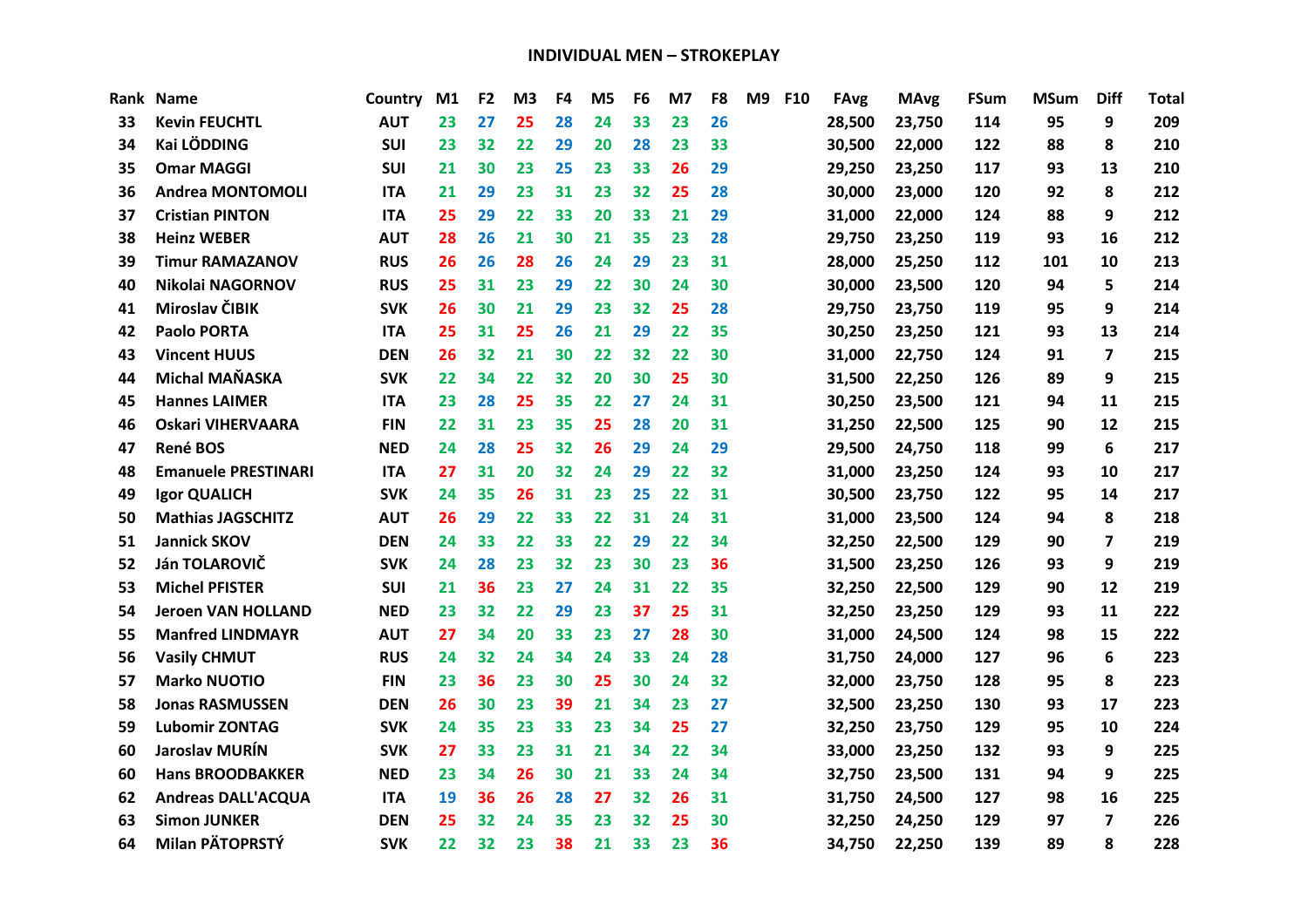**INDIVIDUAL MEN – STROKEPLAY**

| Rank | Name | Country | M1 | F2 | M3 | F4 | M5 | F6 | M7 | F8 | M9 | F10 | FAvg | MAvg | FSum | MSum | Diff | Total |
|---|---|---|---|---|---|---|---|---|---|---|---|---|---|---|---|---|---|---|
| 33 | Kevin FEUCHTL | AUT | 23 | 27 | 25 | 28 | 24 | 33 | 23 | 26 | | | 28,500 | 23,750 | 114 | 95 | 9 | 209 |
| 34 | Kai LÖDDING | SUI | 23 | 32 | 22 | 29 | 20 | 28 | 23 | 33 | | | 30,500 | 22,000 | 122 | 88 | 8 | 210 |
| 35 | Omar MAGGI | SUI | 21 | 30 | 23 | 25 | 23 | 33 | 26 | 29 | | | 29,250 | 23,250 | 117 | 93 | 13 | 210 |
| 36 | Andrea MONTOMOLI | ITA | 21 | 29 | 23 | 31 | 23 | 32 | 25 | 28 | | | 30,000 | 23,000 | 120 | 92 | 8 | 212 |
| 37 | Cristian PINTON | ITA | 25 | 29 | 22 | 33 | 20 | 33 | 21 | 29 | | | 31,000 | 22,000 | 124 | 88 | 9 | 212 |
| 38 | Heinz WEBER | AUT | 28 | 26 | 21 | 30 | 21 | 35 | 23 | 28 | | | 29,750 | 23,250 | 119 | 93 | 16 | 212 |
| 39 | Timur RAMAZANOV | RUS | 26 | 26 | 28 | 26 | 24 | 29 | 23 | 31 | | | 28,000 | 25,250 | 112 | 101 | 10 | 213 |
| 40 | Nikolai NAGORNOV | RUS | 25 | 31 | 23 | 29 | 22 | 30 | 24 | 30 | | | 30,000 | 23,500 | 120 | 94 | 5 | 214 |
| 41 | Miroslav ČIBIK | SVK | 26 | 30 | 21 | 29 | 23 | 32 | 25 | 28 | | | 29,750 | 23,750 | 119 | 95 | 9 | 214 |
| 42 | Paolo PORTA | ITA | 25 | 31 | 25 | 26 | 21 | 29 | 22 | 35 | | | 30,250 | 23,250 | 121 | 93 | 13 | 214 |
| 43 | Vincent HUUS | DEN | 26 | 32 | 21 | 30 | 22 | 32 | 22 | 30 | | | 31,000 | 22,750 | 124 | 91 | 7 | 215 |
| 44 | Michal MAŇASKA | SVK | 22 | 34 | 22 | 32 | 20 | 30 | 25 | 30 | | | 31,500 | 22,250 | 126 | 89 | 9 | 215 |
| 45 | Hannes LAIMER | ITA | 23 | 28 | 25 | 35 | 22 | 27 | 24 | 31 | | | 30,250 | 23,500 | 121 | 94 | 11 | 215 |
| 46 | Oskari VIHERVAARA | FIN | 22 | 31 | 23 | 35 | 25 | 28 | 20 | 31 | | | 31,250 | 22,500 | 125 | 90 | 12 | 215 |
| 47 | René BOS | NED | 24 | 28 | 25 | 32 | 26 | 29 | 24 | 29 | | | 29,500 | 24,750 | 118 | 99 | 6 | 217 |
| 48 | Emanuele PRESTINARI | ITA | 27 | 31 | 20 | 32 | 24 | 29 | 22 | 32 | | | 31,000 | 23,250 | 124 | 93 | 10 | 217 |
| 49 | Igor QUALICH | SVK | 24 | 35 | 26 | 31 | 23 | 25 | 22 | 31 | | | 30,500 | 23,750 | 122 | 95 | 14 | 217 |
| 50 | Mathias JAGSCHITZ | AUT | 26 | 29 | 22 | 33 | 22 | 31 | 24 | 31 | | | 31,000 | 23,500 | 124 | 94 | 8 | 218 |
| 51 | Jannick SKOV | DEN | 24 | 33 | 22 | 33 | 22 | 29 | 22 | 34 | | | 32,250 | 22,500 | 129 | 90 | 7 | 219 |
| 52 | Ján TOLAROVIČ | SVK | 24 | 28 | 23 | 32 | 23 | 30 | 23 | 36 | | | 31,500 | 23,250 | 126 | 93 | 9 | 219 |
| 53 | Michel PFISTER | SUI | 21 | 36 | 23 | 27 | 24 | 31 | 22 | 35 | | | 32,250 | 22,500 | 129 | 90 | 12 | 219 |
| 54 | Jeroen VAN HOLLAND | NED | 23 | 32 | 22 | 29 | 23 | 37 | 25 | 31 | | | 32,250 | 23,250 | 129 | 93 | 11 | 222 |
| 55 | Manfred LINDMAYR | AUT | 27 | 34 | 20 | 33 | 23 | 27 | 28 | 30 | | | 31,000 | 24,500 | 124 | 98 | 15 | 222 |
| 56 | Vasily CHMUT | RUS | 24 | 32 | 24 | 34 | 24 | 33 | 24 | 28 | | | 31,750 | 24,000 | 127 | 96 | 6 | 223 |
| 57 | Marko NUOTIO | FIN | 23 | 36 | 23 | 30 | 25 | 30 | 24 | 32 | | | 32,000 | 23,750 | 128 | 95 | 8 | 223 |
| 58 | Jonas RASMUSSEN | DEN | 26 | 30 | 23 | 39 | 21 | 34 | 23 | 27 | | | 32,500 | 23,250 | 130 | 93 | 17 | 223 |
| 59 | Lubomir ZONTAG | SVK | 24 | 35 | 23 | 33 | 23 | 34 | 25 | 27 | | | 32,250 | 23,750 | 129 | 95 | 10 | 224 |
| 60 | Jaroslav MURÍN | SVK | 27 | 33 | 23 | 31 | 21 | 34 | 22 | 34 | | | 33,000 | 23,250 | 132 | 93 | 9 | 225 |
| 60 | Hans BROODBAKKER | NED | 23 | 34 | 26 | 30 | 21 | 33 | 24 | 34 | | | 32,750 | 23,500 | 131 | 94 | 9 | 225 |
| 62 | Andreas DALL'ACQUA | ITA | 19 | 36 | 26 | 28 | 27 | 32 | 26 | 31 | | | 31,750 | 24,500 | 127 | 98 | 16 | 225 |
| 63 | Simon JUNKER | DEN | 25 | 32 | 24 | 35 | 23 | 32 | 25 | 30 | | | 32,250 | 24,250 | 129 | 97 | 7 | 226 |
| 64 | Milan PÄTOPRSTÝ | SVK | 22 | 32 | 23 | 38 | 21 | 33 | 23 | 36 | | | 34,750 | 22,250 | 139 | 89 | 8 | 228 |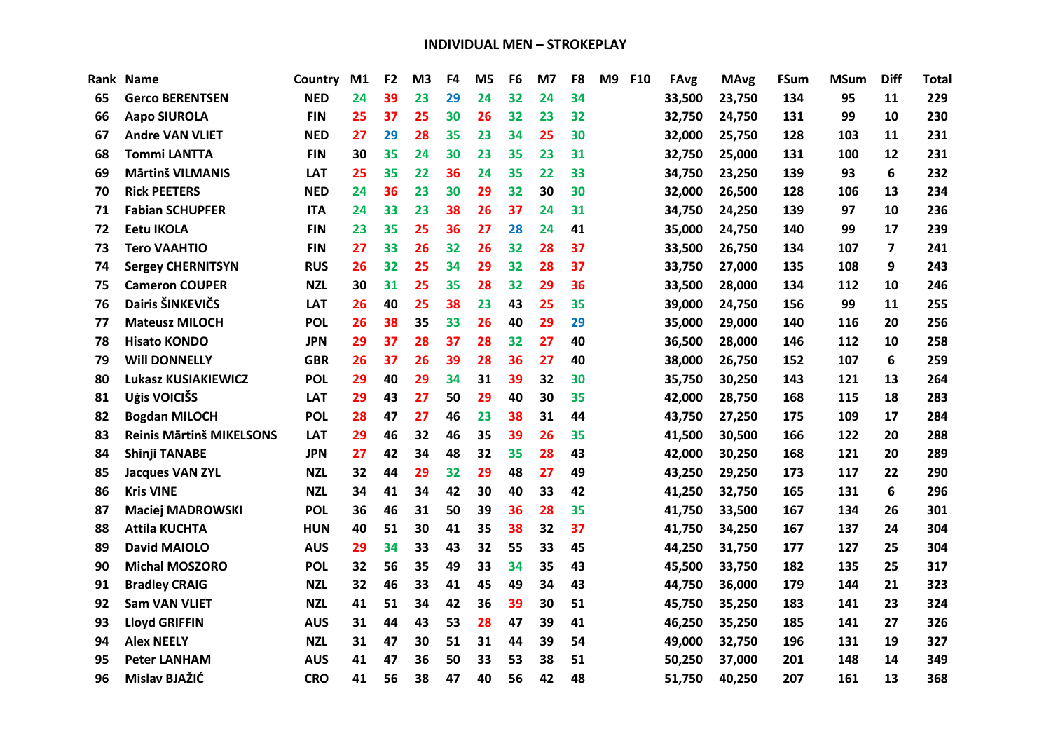## INDIVIDUAL MEN – STROKEPLAY

| Rank | Name | Country | M1 | F2 | M3 | F4 | M5 | F6 | M7 | F8 | M9 | F10 | FAvg | MAvg | FSum | MSum | Diff | Total |
|---|---|---|---|---|---|---|---|---|---|---|---|---|---|---|---|---|---|---|
| 65 | Gerco BERENTSEN | NED | 24 | 39 | 23 | 29 | 24 | 32 | 24 | 34 | | | 33,500 | 23,750 | 134 | 95 | 11 | 229 |
| 66 | Aapo SIUROLA | FIN | 25 | 37 | 25 | 30 | 26 | 32 | 23 | 32 | | | 32,750 | 24,750 | 131 | 99 | 10 | 230 |
| 67 | Andre VAN VLIET | NED | 27 | 29 | 28 | 35 | 23 | 34 | 25 | 30 | | | 32,000 | 25,750 | 128 | 103 | 11 | 231 |
| 68 | Tommi LANTTA | FIN | 30 | 35 | 24 | 30 | 23 | 35 | 23 | 31 | | | 32,750 | 25,000 | 131 | 100 | 12 | 231 |
| 69 | Mārtinš VILMANIS | LAT | 25 | 35 | 22 | 36 | 24 | 35 | 22 | 33 | | | 34,750 | 23,250 | 139 | 93 | 6 | 232 |
| 70 | Rick PEETERS | NED | 24 | 36 | 23 | 30 | 29 | 32 | 30 | 30 | | | 32,000 | 26,500 | 128 | 106 | 13 | 234 |
| 71 | Fabian SCHUPFER | ITA | 24 | 33 | 23 | 38 | 26 | 37 | 24 | 31 | | | 34,750 | 24,250 | 139 | 97 | 10 | 236 |
| 72 | Eetu IKOLA | FIN | 23 | 35 | 25 | 36 | 27 | 28 | 24 | 41 | | | 35,000 | 24,750 | 140 | 99 | 17 | 239 |
| 73 | Tero VAAHTIO | FIN | 27 | 33 | 26 | 32 | 26 | 32 | 28 | 37 | | | 33,500 | 26,750 | 134 | 107 | 7 | 241 |
| 74 | Sergey CHERNITSYN | RUS | 26 | 32 | 25 | 34 | 29 | 32 | 28 | 37 | | | 33,750 | 27,000 | 135 | 108 | 9 | 243 |
| 75 | Cameron COUPER | NZL | 30 | 31 | 25 | 35 | 28 | 32 | 29 | 36 | | | 33,500 | 28,000 | 134 | 112 | 10 | 246 |
| 76 | Dairis ŠINKEVIČS | LAT | 26 | 40 | 25 | 38 | 23 | 43 | 25 | 35 | | | 39,000 | 24,750 | 156 | 99 | 11 | 255 |
| 77 | Mateusz MILOCH | POL | 26 | 38 | 35 | 33 | 26 | 40 | 29 | 29 | | | 35,000 | 29,000 | 140 | 116 | 20 | 256 |
| 78 | Hisato KONDO | JPN | 29 | 37 | 28 | 37 | 28 | 32 | 27 | 40 | | | 36,500 | 28,000 | 146 | 112 | 10 | 258 |
| 79 | Will DONNELLY | GBR | 26 | 37 | 26 | 39 | 28 | 36 | 27 | 40 | | | 38,000 | 26,750 | 152 | 107 | 6 | 259 |
| 80 | Lukasz KUSIAKIEWICZ | POL | 29 | 40 | 29 | 34 | 31 | 39 | 32 | 30 | | | 35,750 | 30,250 | 143 | 121 | 13 | 264 |
| 81 | Uģis VOICIŠS | LAT | 29 | 43 | 27 | 50 | 29 | 40 | 30 | 35 | | | 42,000 | 28,750 | 168 | 115 | 18 | 283 |
| 82 | Bogdan MILOCH | POL | 28 | 47 | 27 | 46 | 23 | 38 | 31 | 44 | | | 43,750 | 27,250 | 175 | 109 | 17 | 284 |
| 83 | Reinis Mārtinš MIKELSONS | LAT | 29 | 46 | 32 | 46 | 35 | 39 | 26 | 35 | | | 41,500 | 30,500 | 166 | 122 | 20 | 288 |
| 84 | Shinji TANABE | JPN | 27 | 42 | 34 | 48 | 32 | 35 | 28 | 43 | | | 42,000 | 30,250 | 168 | 121 | 20 | 289 |
| 85 | Jacques VAN ZYL | NZL | 32 | 44 | 29 | 32 | 29 | 48 | 27 | 49 | | | 43,250 | 29,250 | 173 | 117 | 22 | 290 |
| 86 | Kris VINE | NZL | 34 | 41 | 34 | 42 | 30 | 40 | 33 | 42 | | | 41,250 | 32,750 | 165 | 131 | 6 | 296 |
| 87 | Maciej MADROWSKI | POL | 36 | 46 | 31 | 50 | 39 | 36 | 28 | 35 | | | 41,750 | 33,500 | 167 | 134 | 26 | 301 |
| 88 | Attila KUCHTA | HUN | 40 | 51 | 30 | 41 | 35 | 38 | 32 | 37 | | | 41,750 | 34,250 | 167 | 137 | 24 | 304 |
| 89 | David MAIOLO | AUS | 29 | 34 | 33 | 43 | 32 | 55 | 33 | 45 | | | 44,250 | 31,750 | 177 | 127 | 25 | 304 |
| 90 | Michal MOSZORO | POL | 32 | 56 | 35 | 49 | 33 | 34 | 35 | 43 | | | 45,500 | 33,750 | 182 | 135 | 25 | 317 |
| 91 | Bradley CRAIG | NZL | 32 | 46 | 33 | 41 | 45 | 49 | 34 | 43 | | | 44,750 | 36,000 | 179 | 144 | 21 | 323 |
| 92 | Sam VAN VLIET | NZL | 41 | 51 | 34 | 42 | 36 | 39 | 30 | 51 | | | 45,750 | 35,250 | 183 | 141 | 23 | 324 |
| 93 | Lloyd GRIFFIN | AUS | 31 | 44 | 43 | 53 | 28 | 47 | 39 | 41 | | | 46,250 | 35,250 | 185 | 141 | 27 | 326 |
| 94 | Alex NEELY | NZL | 31 | 47 | 30 | 51 | 31 | 44 | 39 | 54 | | | 49,000 | 32,750 | 196 | 131 | 19 | 327 |
| 95 | Peter LANHAM | AUS | 41 | 47 | 36 | 50 | 33 | 53 | 38 | 51 | | | 50,250 | 37,000 | 201 | 148 | 14 | 349 |
| 96 | Mislav BJAŽIĆ | CRO | 41 | 56 | 38 | 47 | 40 | 56 | 42 | 48 | | | 51,750 | 40,250 | 207 | 161 | 13 | 368 |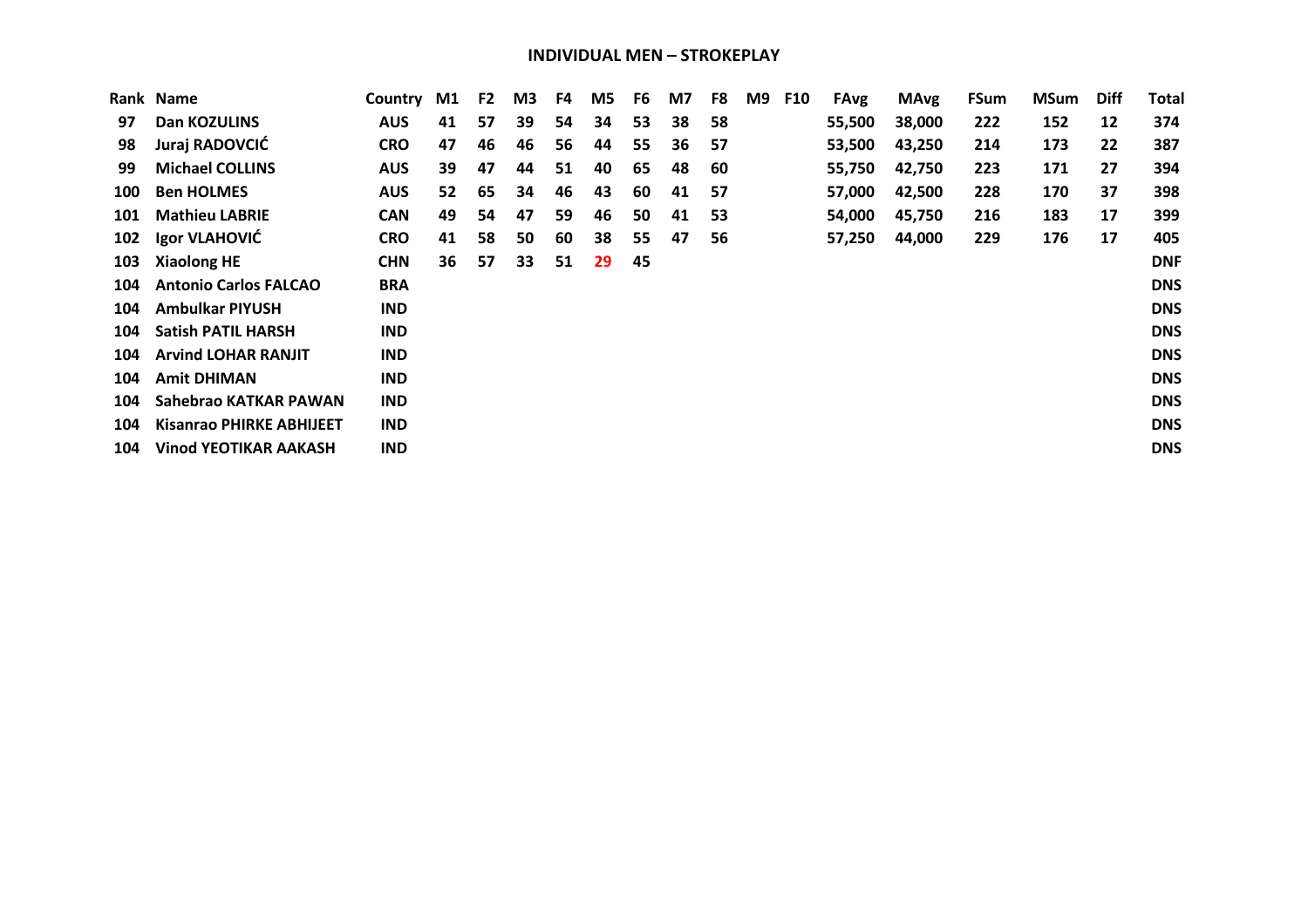## INDIVIDUAL MEN – STROKEPLAY

| Rank | Name | Country | M1 | F2 | M3 | F4 | M5 | F6 | M7 | F8 | M9 | F10 | FAvg | MAvg | FSum | MSum | Diff | Total |
|---|---|---|---|---|---|---|---|---|---|---|---|---|---|---|---|---|---|---|
| 97 | Dan KOZULINS | AUS | 41 | 57 | 39 | 54 | 34 | 53 | 38 | 58 | | | 55,500 | 38,000 | 222 | 152 | 12 | 374 |
| 98 | Juraj RADOVCIĆ | CRO | 47 | 46 | 46 | 56 | 44 | 55 | 36 | 57 | | | 53,500 | 43,250 | 214 | 173 | 22 | 387 |
| 99 | Michael COLLINS | AUS | 39 | 47 | 44 | 51 | 40 | 65 | 48 | 60 | | | 55,750 | 42,750 | 223 | 171 | 27 | 394 |
| 100 | Ben HOLMES | AUS | 52 | 65 | 34 | 46 | 43 | 60 | 41 | 57 | | | 57,000 | 42,500 | 228 | 170 | 37 | 398 |
| 101 | Mathieu LABRIE | CAN | 49 | 54 | 47 | 59 | 46 | 50 | 41 | 53 | | | 54,000 | 45,750 | 216 | 183 | 17 | 399 |
| 102 | Igor VLAHOVIĆ | CRO | 41 | 58 | 50 | 60 | 38 | 55 | 47 | 56 | | | 57,250 | 44,000 | 229 | 176 | 17 | 405 |
| 103 | Xiaolong HE | CHN | 36 | 57 | 33 | 51 | 29 | 45 | | | | | | | | | | DNF |
| 104 | Antonio Carlos FALCAO | BRA | | | | | | | | | | | | | | | | DNS |
| 104 | Ambulkar PIYUSH | IND | | | | | | | | | | | | | | | | DNS |
| 104 | Satish PATIL HARSH | IND | | | | | | | | | | | | | | | | DNS |
| 104 | Arvind LOHAR RANJIT | IND | | | | | | | | | | | | | | | | DNS |
| 104 | Amit DHIMAN | IND | | | | | | | | | | | | | | | | DNS |
| 104 | Sahebrao KATKAR PAWAN | IND | | | | | | | | | | | | | | | | DNS |
| 104 | Kisanrao PHIRKE ABHIJEET | IND | | | | | | | | | | | | | | | | DNS |
| 104 | Vinod YEOTIKAR AAKASH | IND | | | | | | | | | | | | | | | | DNS |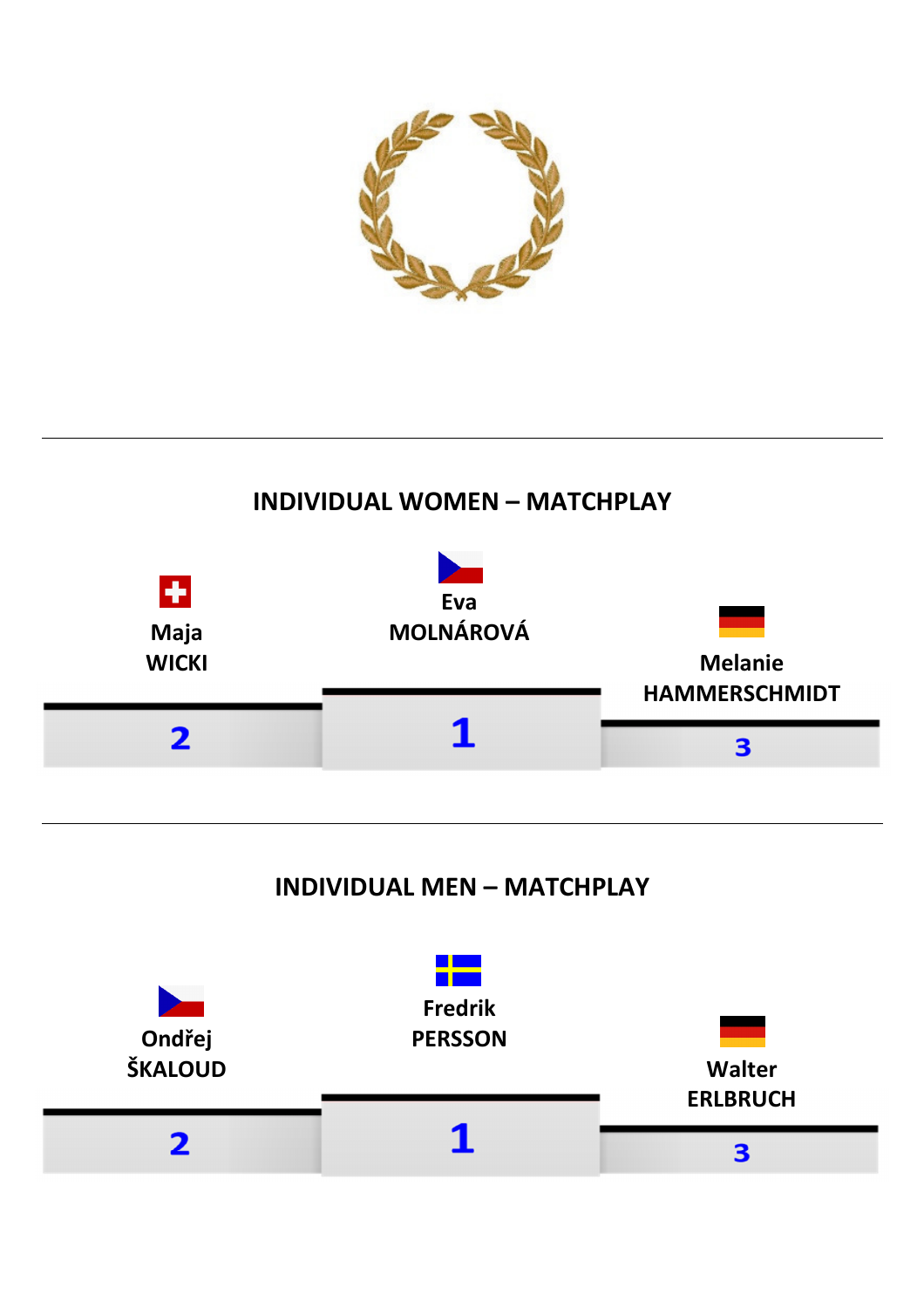## INDIVIDUAL WOMEN – MATCHPLAY

| Place | Name | Country |
| --- | --- | --- |
| 1 | Eva MOLNÁROVÁ | Czech Republic |
| 2 | Maja WICKI | Switzerland |
| 3 | Melanie HAMMERSCHMIDT | Germany |

## INDIVIDUAL MEN – MATCHPLAY

| Place | Name | Country |
| --- | --- | --- |
| 1 | Fredrik PERSSON | Sweden |
| 2 | Ondřej ŠKALOUD | Czech Republic |
| 3 | Walter ERLBRUCH | Germany |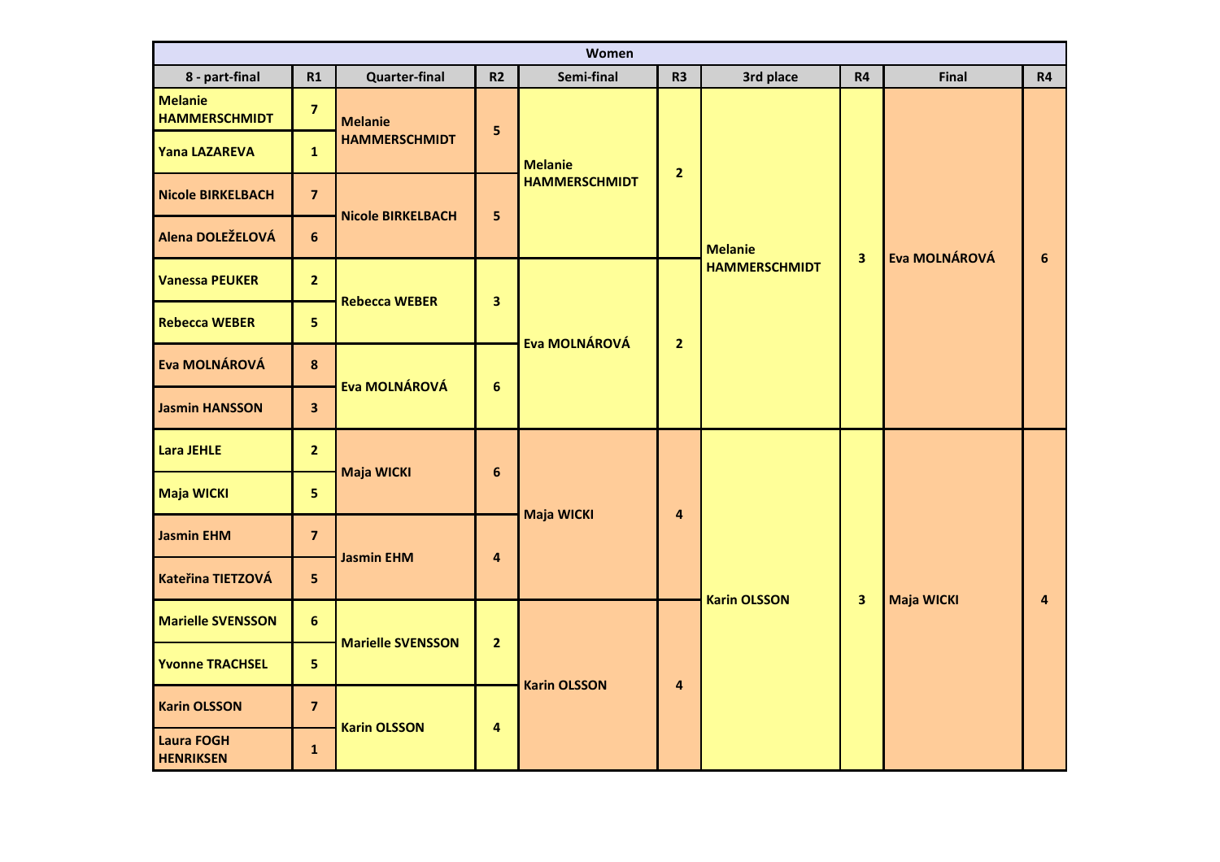| Women | | | | | | | | | |
|---|---|---|---|---|---|---|---|---|---|
| 8 - part-final | R1 | Quarter-final | R2 | Semi-final | R3 | 3rd place | R4 | Final | R4 |
| Melanie HAMMERSCHMIDT | 7 | Melanie HAMMERSCHMIDT | 5 | Melanie HAMMERSCHMIDT | 2 | Melanie HAMMERSCHMIDT | 3 | Eva MOLNÁROVÁ | 6 |
| Yana LAZAREVA | 1 | | | | | | | | |
| Nicole BIRKELBACH | 7 | Nicole BIRKELBACH | 5 | | | | | | |
| Alena DOLEŽELOVÁ | 6 | | | | | | | | |
| Vanessa PEUKER | 2 | Rebecca WEBER | 3 | Eva MOLNÁROVÁ | 2 | | | | |
| Rebecca WEBER | 5 | | | | | | | | |
| Eva MOLNÁROVÁ | 8 | Eva MOLNÁROVÁ | 6 | | | | | | |
| Jasmin HANSSON | 3 | | | | | | | | |
| Lara JEHLE | 2 | Maja WICKI | 6 | Maja WICKI | 4 | Karin OLSSON | 3 | Maja WICKI | 4 |
| Maja WICKI | 5 | | | | | | | | |
| Jasmin EHM | 7 | Jasmin EHM | 4 | | | | | | |
| Kateřina TIETZOVÁ | 5 | | | | | | | | |
| Marielle SVENSSON | 6 | Marielle SVENSSON | 2 | Karin OLSSON | 4 | | | | |
| Yvonne TRACHSEL | 5 | | | | | | | | |
| Karin OLSSON | 7 | Karin OLSSON | 4 | | | | | | |
| Laura FOGH HENRIKSEN | 1 | | | | | | | | |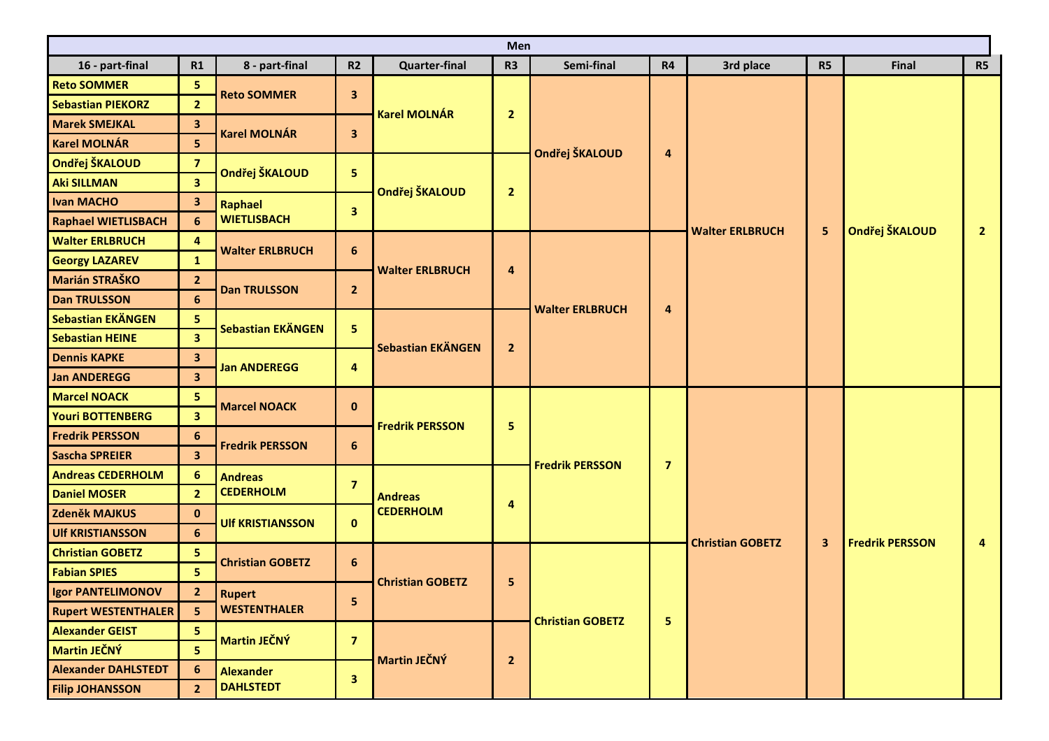| Men | | | | | | | | | | | | | |
|---|---|---|---|---|---|---|---|---|---|---|---|---|---|
| 16 - part-final | R1 | 8 - part-final | R2 | Quarter-final | R3 | Semi-final | R4 | 3rd place | R5 | Final | R5 |
| Reto SOMMER | 5 | Reto SOMMER | 3 | Karel MOLNÁR | 2 | Ondřej ŠKALOUD | 4 | Walter ERLBRUCH | 5 | Ondřej ŠKALOUD | 2 |
| Sebastian PIEKORZ | 2 | | | | | | | | | | |
| Marek SMEJKAL | 3 | Karel MOLNÁR | 3 | | | | | | | | |
| Karel MOLNÁR | 5 | | | | | | | | | | |
| Ondřej ŠKALOUD | 7 | Ondřej ŠKALOUD | 5 | Ondřej ŠKALOUD | 2 | | | | | | |
| Aki SILLMAN | 3 | | | | | | | | | | |
| Ivan MACHO | 3 | Raphael WIETLISBACH | 3 | | | | | | | | |
| Raphael WIETLISBACH | 6 | | | | | | | | | | |
| Walter ERLBRUCH | 4 | Walter ERLBRUCH | 6 | Walter ERLBRUCH | 4 | Walter ERLBRUCH | 4 | | | | |
| Georgy LAZAREV | 1 | | | | | | | | | | |
| Marián STRAŠKO | 2 | Dan TRULSSON | 2 | | | | | | | | |
| Dan TRULSSON | 6 | | | | | | | | | | |
| Sebastian EKÄNGEN | 5 | Sebastian EKÄNGEN | 5 | Sebastian EKÄNGEN | 2 | | | | | | |
| Sebastian HEINE | 3 | | | | | | | | | | |
| Dennis KAPKE | 3 | Jan ANDEREGG | 4 | | | | | | | | |
| Jan ANDEREGG | 3 | | | | | | | | | | |
| Marcel NOACK | 5 | Marcel NOACK | 0 | Fredrik PERSSON | 5 | Fredrik PERSSON | 7 | Christian GOBETZ | 3 | Fredrik PERSSON | 4 |
| Youri BOTTENBERG | 3 | | | | | | | | | | |
| Fredrik PERSSON | 6 | Fredrik PERSSON | 6 | | | | | | | | |
| Sascha SPREIER | 3 | | | | | | | | | | |
| Andreas CEDERHOLM | 6 | Andreas CEDERHOLM | 7 | Andreas CEDERHOLM | 4 | | | | | | |
| Daniel MOSER | 2 | | | | | | | | | | |
| Zdeněk MAJKUS | 0 | Ulf KRISTIANSSON | 0 | | | | | | | | |
| Ulf KRISTIANSSON | 6 | | | | | | | | | | |
| Christian GOBETZ | 5 | Christian GOBETZ | 6 | Christian GOBETZ | 5 | Christian GOBETZ | 5 | | | | |
| Fabian SPIES | 5 | | | | | | | | | | |
| Igor PANTELIMONOV | 2 | Rupert WESTENTHALER | 5 | | | | | | | | |
| Rupert WESTENTHALER | 5 | | | | | | | | | | |
| Alexander GEIST | 5 | Martin JEČNÝ | 7 | Martin JEČNÝ | 2 | | | | | | |
| Martin JEČNÝ | 5 | | | | | | | | | | |
| Alexander DAHLSTEDT | 6 | Alexander DAHLSTEDT | 3 | | | | | | | | |
| Filip JOHANSSON | 2 | | | | | | | | | | |